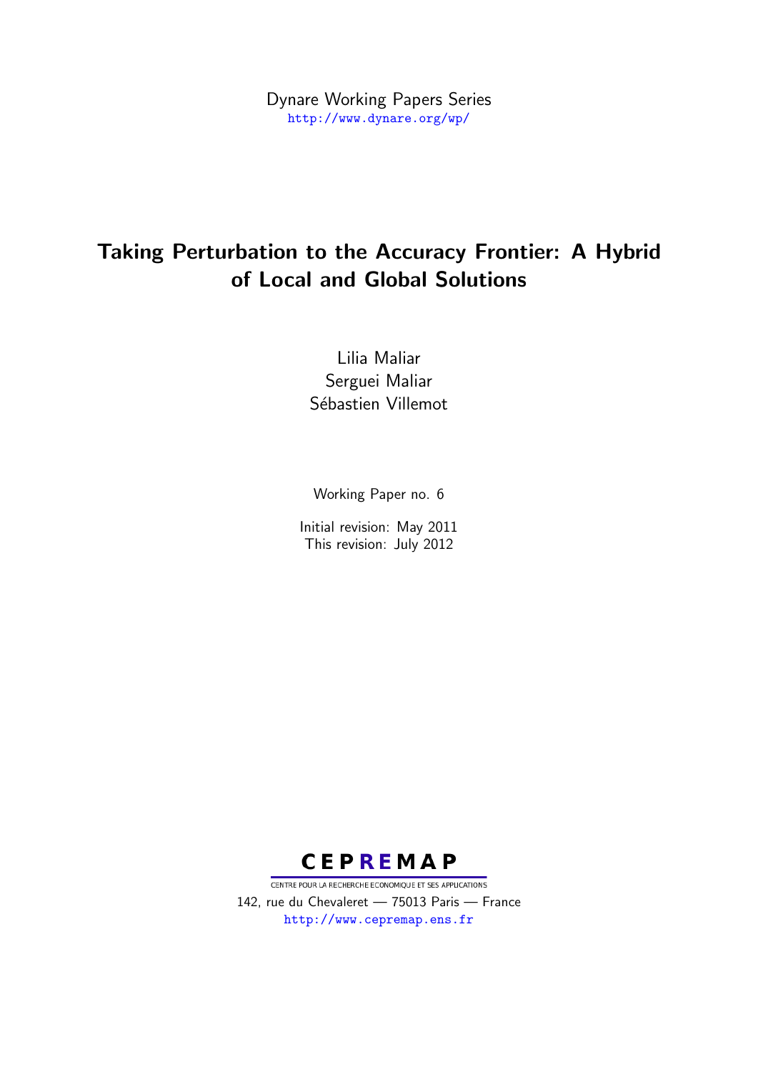Dynare Working Papers Series
http://www.dynare.org/wp/

# Taking Perturbation to the Accuracy Frontier: A Hybrid of Local and Global Solutions

Lilia Maliar
Serguei Maliar
Sébastien Villemot

Working Paper no. 6

Initial revision: May 2011
This revision: July 2012

CEPREMAP
CENTRE POUR LA RECHERCHE ECONOMIQUE ET SES APPLICATIONS
142, rue du Chevaleret — 75013 Paris — France
http://www.cepremap.ens.fr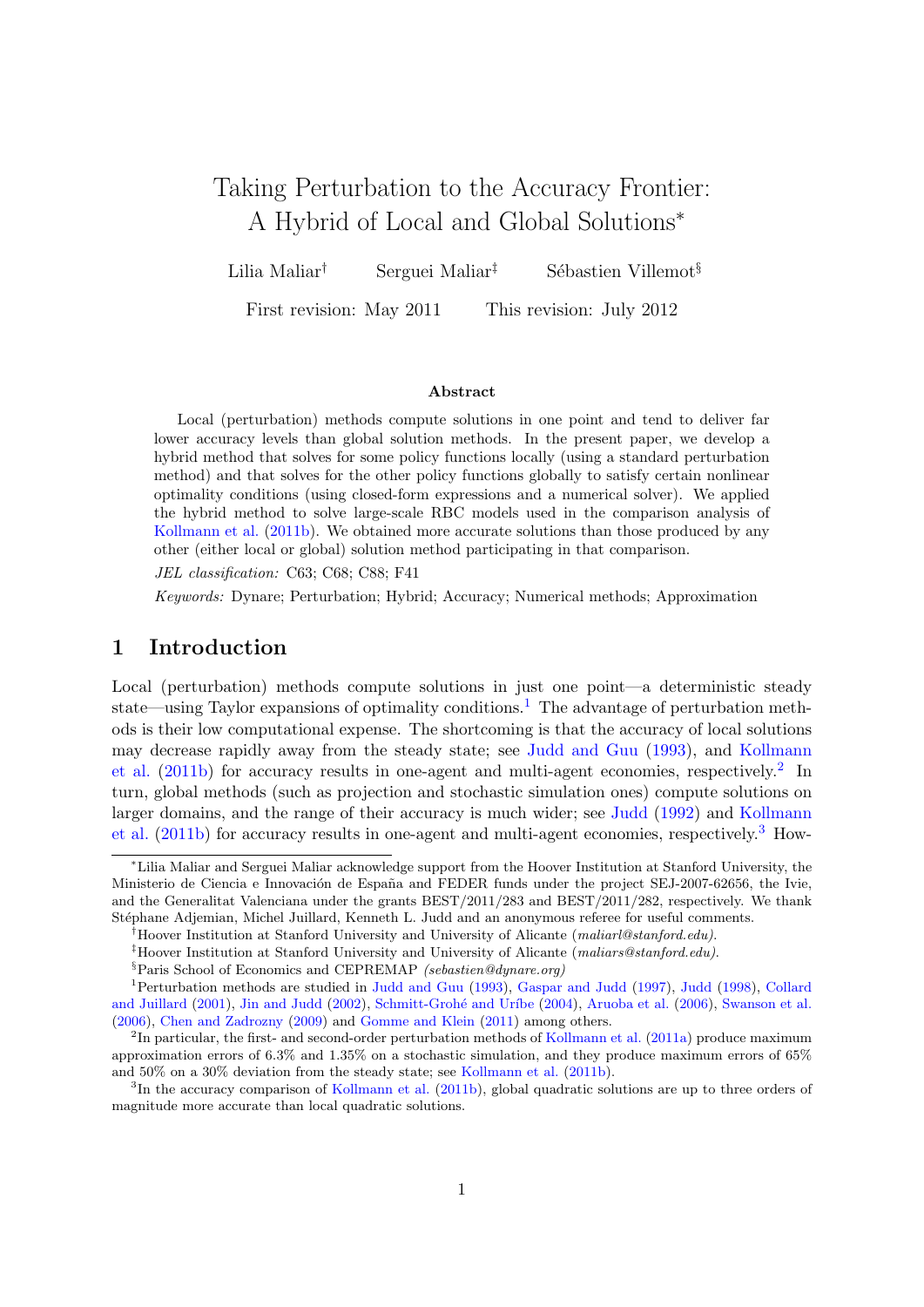# Taking Perturbation to the Accuracy Frontier: A Hybrid of Local and Global Solutions*

Lilia Maliar[†] Serguei Maliar[‡] Sébastien Villemot[§]

First revision: May 2011 This revision: July 2012

### Abstract

Local (perturbation) methods compute solutions in one point and tend to deliver far lower accuracy levels than global solution methods. In the present paper, we develop a hybrid method that solves for some policy functions locally (using a standard perturbation method) and that solves for the other policy functions globally to satisfy certain nonlinear optimality conditions (using closed-form expressions and a numerical solver). We applied the hybrid method to solve large-scale RBC models used in the comparison analysis of Kollmann et al. (2011b). We obtained more accurate solutions than those produced by any other (either local or global) solution method participating in that comparison.

*JEL classification:* C63; C68; C88; F41

*Keywords:* Dynare; Perturbation; Hybrid; Accuracy; Numerical methods; Approximation

## 1 Introduction

Local (perturbation) methods compute solutions in just one point—a deterministic steady state—using Taylor expansions of optimality conditions.[1] The advantage of perturbation methods is their low computational expense. The shortcoming is that the accuracy of local solutions may decrease rapidly away from the steady state; see Judd and Guu (1993), and Kollmann et al. (2011b) for accuracy results in one-agent and multi-agent economies, respectively.[2] In turn, global methods (such as projection and stochastic simulation ones) compute solutions on larger domains, and the range of their accuracy is much wider; see Judd (1992) and Kollmann et al. (2011b) for accuracy results in one-agent and multi-agent economies, respectively.[3] How-

---

*Lilia Maliar and Serguei Maliar acknowledge support from the Hoover Institution at Stanford University, the Ministerio de Ciencia e Innovación de España and FEDER funds under the project SEJ-2007-62656, the Ivie, and the Generalitat Valenciana under the grants BEST/2011/283 and BEST/2011/282, respectively. We thank Stéphane Adjemian, Michel Juillard, Kenneth L. Judd and an anonymous referee for useful comments.

[†]Hoover Institution at Stanford University and University of Alicante (*maliarl@stanford.edu*).

[‡]Hoover Institution at Stanford University and University of Alicante (*maliars@stanford.edu*).

[§]Paris School of Economics and CEPREMAP (*sebastien@dynare.org*)

[1]Perturbation methods are studied in Judd and Guu (1993), Gaspar and Judd (1997), Judd (1998), Collard and Juillard (2001), Jin and Judd (2002), Schmitt-Grohé and Uríbe (2004), Aruoba et al. (2006), Swanson et al. (2006), Chen and Zadrozny (2009) and Gomme and Klein (2011) among others.

[2]In particular, the first- and second-order perturbation methods of Kollmann et al. (2011a) produce maximum approximation errors of 6.3% and 1.35% on a stochastic simulation, and they produce maximum errors of 65% and 50% on a 30% deviation from the steady state; see Kollmann et al. (2011b).

[3]In the accuracy comparison of Kollmann et al. (2011b), global quadratic solutions are up to three orders of magnitude more accurate than local quadratic solutions.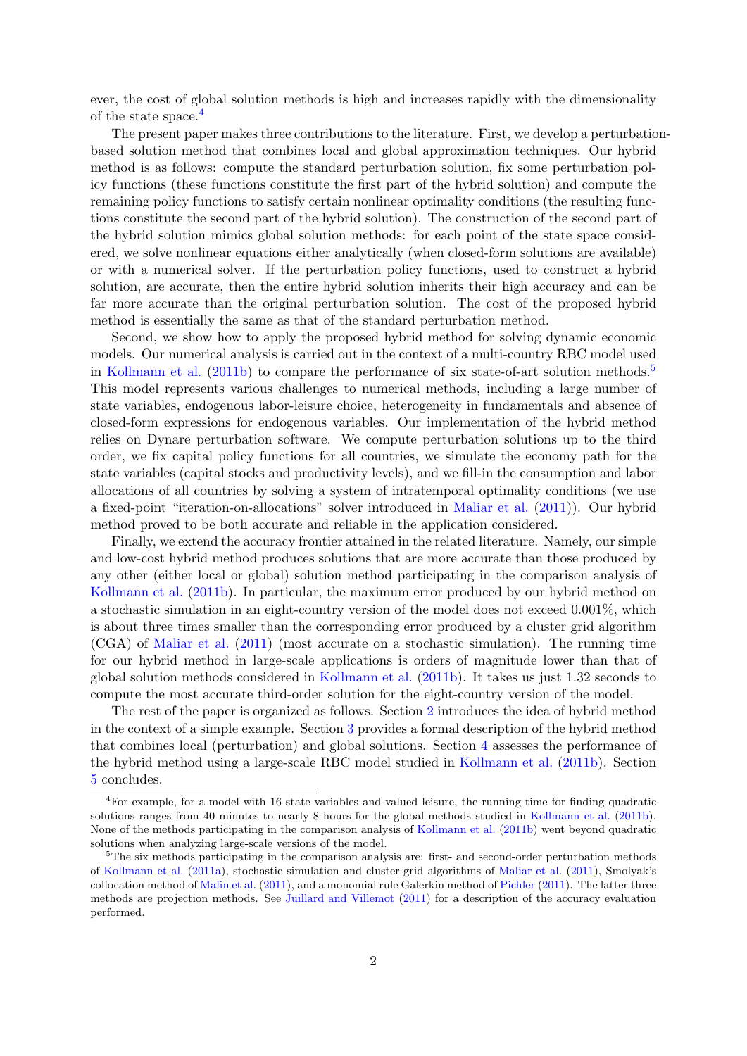ever, the cost of global solution methods is high and increases rapidly with the dimensionality of the state space.[4]

The present paper makes three contributions to the literature. First, we develop a perturbation-based solution method that combines local and global approximation techniques. Our hybrid method is as follows: compute the standard perturbation solution, fix some perturbation policy functions (these functions constitute the first part of the hybrid solution) and compute the remaining policy functions to satisfy certain nonlinear optimality conditions (the resulting functions constitute the second part of the hybrid solution). The construction of the second part of the hybrid solution mimics global solution methods: for each point of the state space considered, we solve nonlinear equations either analytically (when closed-form solutions are available) or with a numerical solver. If the perturbation policy functions, used to construct a hybrid solution, are accurate, then the entire hybrid solution inherits their high accuracy and can be far more accurate than the original perturbation solution. The cost of the proposed hybrid method is essentially the same as that of the standard perturbation method.

Second, we show how to apply the proposed hybrid method for solving dynamic economic models. Our numerical analysis is carried out in the context of a multi-country RBC model used in Kollmann et al. (2011b) to compare the performance of six state-of-art solution methods.[5] This model represents various challenges to numerical methods, including a large number of state variables, endogenous labor-leisure choice, heterogeneity in fundamentals and absence of closed-form expressions for endogenous variables. Our implementation of the hybrid method relies on Dynare perturbation software. We compute perturbation solutions up to the third order, we fix capital policy functions for all countries, we simulate the economy path for the state variables (capital stocks and productivity levels), and we fill-in the consumption and labor allocations of all countries by solving a system of intratemporal optimality conditions (we use a fixed-point "iteration-on-allocations" solver introduced in Maliar et al. (2011)). Our hybrid method proved to be both accurate and reliable in the application considered.

Finally, we extend the accuracy frontier attained in the related literature. Namely, our simple and low-cost hybrid method produces solutions that are more accurate than those produced by any other (either local or global) solution method participating in the comparison analysis of Kollmann et al. (2011b). In particular, the maximum error produced by our hybrid method on a stochastic simulation in an eight-country version of the model does not exceed 0.001%, which is about three times smaller than the corresponding error produced by a cluster grid algorithm (CGA) of Maliar et al. (2011) (most accurate on a stochastic simulation). The running time for our hybrid method in large-scale applications is orders of magnitude lower than that of global solution methods considered in Kollmann et al. (2011b). It takes us just 1.32 seconds to compute the most accurate third-order solution for the eight-country version of the model.

The rest of the paper is organized as follows. Section 2 introduces the idea of hybrid method in the context of a simple example. Section 3 provides a formal description of the hybrid method that combines local (perturbation) and global solutions. Section 4 assesses the performance of the hybrid method using a large-scale RBC model studied in Kollmann et al. (2011b). Section 5 concludes.

---

[4] For example, for a model with 16 state variables and valued leisure, the running time for finding quadratic solutions ranges from 40 minutes to nearly 8 hours for the global methods studied in Kollmann et al. (2011b). None of the methods participating in the comparison analysis of Kollmann et al. (2011b) went beyond quadratic solutions when analyzing large-scale versions of the model.

[5] The six methods participating in the comparison analysis are: first- and second-order perturbation methods of Kollmann et al. (2011a), stochastic simulation and cluster-grid algorithms of Maliar et al. (2011), Smolyak's collocation method of Malin et al. (2011), and a monomial rule Galerkin method of Pichler (2011). The latter three methods are projection methods. See Juillard and Villemot (2011) for a description of the accuracy evaluation performed.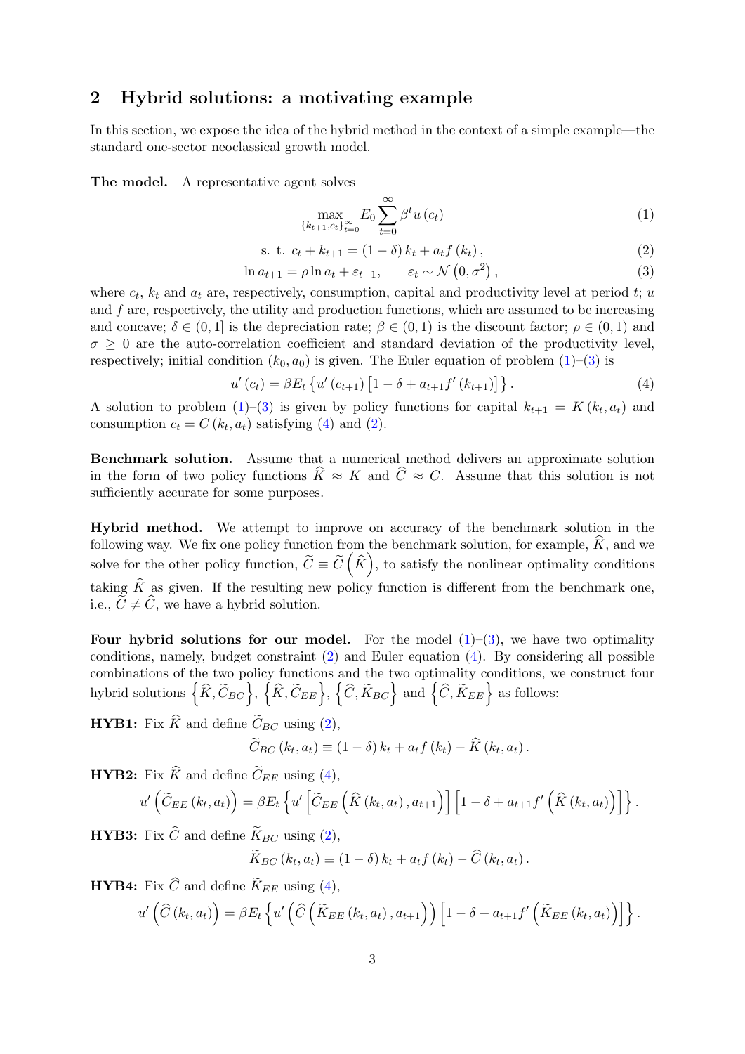## 2 Hybrid solutions: a motivating example

In this section, we expose the idea of the hybrid method in the context of a simple example—the standard one-sector neoclassical growth model.

**The model.** A representative agent solves

$$\max_{\{k_{t+1},c_t\}_{t=0}^{\infty}} E_0 \sum_{t=0}^{\infty} \beta^t u(c_t) \tag{1}$$

$$\text{s. t. } c_t + k_{t+1} = (1-\delta) k_t + a_t f(k_t), \tag{2}$$

$$\ln a_{t+1} = \rho \ln a_t + \varepsilon_{t+1}, \qquad \varepsilon_t \sim \mathcal{N}\left(0, \sigma^2\right), \tag{3}$$

where $c_t$, $k_t$ and $a_t$ are, respectively, consumption, capital and productivity level at period $t$; $u$ and $f$ are, respectively, the utility and production functions, which are assumed to be increasing and concave; $\delta \in (0,1]$ is the depreciation rate; $\beta \in (0,1)$ is the discount factor; $\rho \in (0,1)$ and $\sigma \geq 0$ are the auto-correlation coefficient and standard deviation of the productivity level, respectively; initial condition $(k_0, a_0)$ is given. The Euler equation of problem (1)–(3) is

$$u'(c_t) = \beta E_t \left\{ u'(c_{t+1}) \left[1 - \delta + a_{t+1} f'(k_{t+1})\right] \right\}. \tag{4}$$

A solution to problem (1)–(3) is given by policy functions for capital $k_{t+1} = K(k_t, a_t)$ and consumption $c_t = C(k_t, a_t)$ satisfying (4) and (2).

**Benchmark solution.** Assume that a numerical method delivers an approximate solution in the form of two policy functions $\widehat{K} \approx K$ and $\widehat{C} \approx C$. Assume that this solution is not sufficiently accurate for some purposes.

**Hybrid method.** We attempt to improve on accuracy of the benchmark solution in the following way. We fix one policy function from the benchmark solution, for example, $\widehat{K}$, and we solve for the other policy function, $\widetilde{C} \equiv \widetilde{C}\left(\widehat{K}\right)$, to satisfy the nonlinear optimality conditions taking $\widehat{K}$ as given. If the resulting new policy function is different from the benchmark one, i.e., $\widetilde{C} \neq \widehat{C}$, we have a hybrid solution.

**Four hybrid solutions for our model.** For the model (1)–(3), we have two optimality conditions, namely, budget constraint (2) and Euler equation (4). By considering all possible combinations of the two policy functions and the two optimality conditions, we construct four hybrid solutions $\left\{\widehat{K}, \widetilde{C}_{BC}\right\}$, $\left\{\widehat{K}, \widetilde{C}_{EE}\right\}$, $\left\{\widehat{C}, \widetilde{K}_{BC}\right\}$ and $\left\{\widehat{C}, \widetilde{K}_{EE}\right\}$ as follows:

**HYB1:** Fix $\widehat{K}$ and define $\widetilde{C}_{BC}$ using (2),

$$\widetilde{C}_{BC}(k_t, a_t) \equiv (1-\delta) k_t + a_t f(k_t) - \widehat{K}(k_t, a_t).$$

**HYB2:** Fix $\widehat{K}$ and define $\widetilde{C}_{EE}$ using (4),

$$u'\left(\widetilde{C}_{EE}(k_t, a_t)\right) = \beta E_t \left\{ u'\left[\widetilde{C}_{EE}\left(\widehat{K}(k_t, a_t), a_{t+1}\right)\right] \left[1 - \delta + a_{t+1} f'\left(\widehat{K}(k_t, a_t)\right)\right] \right\}.$$

**HYB3:** Fix $\widehat{C}$ and define $\widetilde{K}_{BC}$ using (2),

$$\widetilde{K}_{BC}(k_t, a_t) \equiv (1-\delta) k_t + a_t f(k_t) - \widehat{C}(k_t, a_t).$$

**HYB4:** Fix $\widehat{C}$ and define $\widetilde{K}_{EE}$ using (4),

$$u'\left(\widehat{C}(k_t, a_t)\right) = \beta E_t \left\{ u'\left(\widehat{C}\left(\widetilde{K}_{EE}(k_t, a_t), a_{t+1}\right)\right) \left[1 - \delta + a_{t+1} f'\left(\widetilde{K}_{EE}(k_t, a_t)\right)\right] \right\}.$$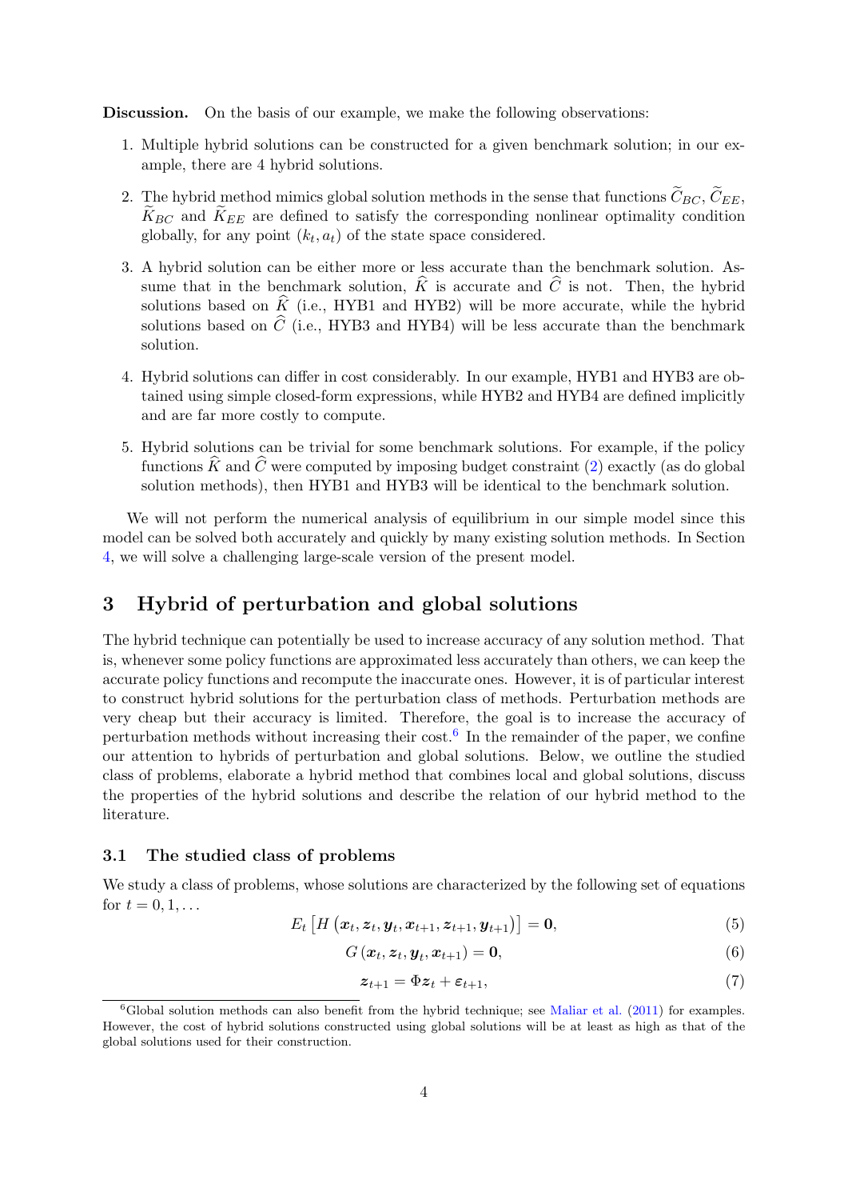**Discussion.** On the basis of our example, we make the following observations:

1. Multiple hybrid solutions can be constructed for a given benchmark solution; in our example, there are 4 hybrid solutions.

2. The hybrid method mimics global solution methods in the sense that functions $\widetilde{C}_{BC}$, $\widetilde{C}_{EE}$, $\widetilde{K}_{BC}$ and $\widetilde{K}_{EE}$ are defined to satisfy the corresponding nonlinear optimality condition globally, for any point $(k_t, a_t)$ of the state space considered.

3. A hybrid solution can be either more or less accurate than the benchmark solution. Assume that in the benchmark solution, $\widehat{K}$ is accurate and $\widehat{C}$ is not. Then, the hybrid solutions based on $\widehat{K}$ (i.e., HYB1 and HYB2) will be more accurate, while the hybrid solutions based on $\widehat{C}$ (i.e., HYB3 and HYB4) will be less accurate than the benchmark solution.

4. Hybrid solutions can differ in cost considerably. In our example, HYB1 and HYB3 are obtained using simple closed-form expressions, while HYB2 and HYB4 are defined implicitly and are far more costly to compute.

5. Hybrid solutions can be trivial for some benchmark solutions. For example, if the policy functions $\widehat{K}$ and $\widehat{C}$ were computed by imposing budget constraint (2) exactly (as do global solution methods), then HYB1 and HYB3 will be identical to the benchmark solution.

We will not perform the numerical analysis of equilibrium in our simple model since this model can be solved both accurately and quickly by many existing solution methods. In Section 4, we will solve a challenging large-scale version of the present model.

# 3 Hybrid of perturbation and global solutions

The hybrid technique can potentially be used to increase accuracy of any solution method. That is, whenever some policy functions are approximated less accurately than others, we can keep the accurate policy functions and recompute the inaccurate ones. However, it is of particular interest to construct hybrid solutions for the perturbation class of methods. Perturbation methods are very cheap but their accuracy is limited. Therefore, the goal is to increase the accuracy of perturbation methods without increasing their cost.[6] In the remainder of the paper, we confine our attention to hybrids of perturbation and global solutions. Below, we outline the studied class of problems, elaborate a hybrid method that combines local and global solutions, discuss the properties of the hybrid solutions and describe the relation of our hybrid method to the literature.

## 3.1 The studied class of problems

We study a class of problems, whose solutions are characterized by the following set of equations for $t = 0, 1, \ldots$

$$E_t \left[ H \left( \boldsymbol{x}_t, \boldsymbol{z}_t, \boldsymbol{y}_t, \boldsymbol{x}_{t+1}, \boldsymbol{z}_{t+1}, \boldsymbol{y}_{t+1} \right) \right] = \boldsymbol{0}, \tag{5}$$

$$G \left( \boldsymbol{x}_t, \boldsymbol{z}_t, \boldsymbol{y}_t, \boldsymbol{x}_{t+1} \right) = \boldsymbol{0}, \tag{6}$$

$$\boldsymbol{z}_{t+1} = \Phi \boldsymbol{z}_t + \boldsymbol{\varepsilon}_{t+1}, \tag{7}$$

[6] Global solution methods can also benefit from the hybrid technique; see Maliar et al. (2011) for examples. However, the cost of hybrid solutions constructed using global solutions will be at least as high as that of the global solutions used for their construction.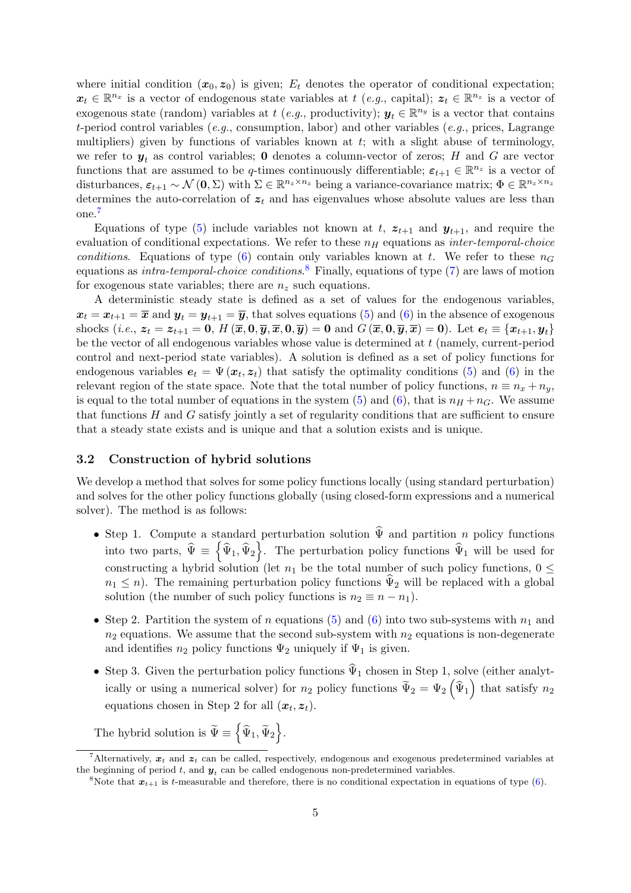where initial condition $(\boldsymbol{x}_0, \boldsymbol{z}_0)$ is given; $E_t$ denotes the operator of conditional expectation; $\boldsymbol{x}_t \in \mathbb{R}^{n_x}$ is a vector of endogenous state variables at $t$ (*e.g.*, capital); $\boldsymbol{z}_t \in \mathbb{R}^{n_z}$ is a vector of exogenous state (random) variables at $t$ (*e.g.*, productivity); $\boldsymbol{y}_t \in \mathbb{R}^{n_y}$ is a vector that contains $t$-period control variables (*e.g.*, consumption, labor) and other variables (*e.g.*, prices, Lagrange multipliers) given by functions of variables known at $t$; with a slight abuse of terminology, we refer to $\boldsymbol{y}_t$ as control variables; $\boldsymbol{0}$ denotes a column-vector of zeros; $H$ and $G$ are vector functions that are assumed to be $q$-times continuously differentiable; $\boldsymbol{\varepsilon}_{t+1} \in \mathbb{R}^{n_z}$ is a vector of disturbances, $\boldsymbol{\varepsilon}_{t+1} \sim \mathcal{N}(\boldsymbol{0}, \Sigma)$ with $\Sigma \in \mathbb{R}^{n_z \times n_z}$ being a variance-covariance matrix; $\Phi \in \mathbb{R}^{n_z \times n_z}$ determines the auto-correlation of $\boldsymbol{z}_t$ and has eigenvalues whose absolute values are less than one.[7]

Equations of type (5) include variables not known at $t$, $\boldsymbol{z}_{t+1}$ and $\boldsymbol{y}_{t+1}$, and require the evaluation of conditional expectations. We refer to these $n_H$ equations as *inter-temporal-choice conditions*. Equations of type (6) contain only variables known at $t$. We refer to these $n_G$ equations as *intra-temporal-choice conditions*.[8] Finally, equations of type (7) are laws of motion for exogenous state variables; there are $n_z$ such equations.

A deterministic steady state is defined as a set of values for the endogenous variables, $\boldsymbol{x}_t = \boldsymbol{x}_{t+1} = \overline{\boldsymbol{x}}$ and $\boldsymbol{y}_t = \boldsymbol{y}_{t+1} = \overline{\boldsymbol{y}}$, that solves equations (5) and (6) in the absence of exogenous shocks (*i.e.*, $\boldsymbol{z}_t = \boldsymbol{z}_{t+1} = \boldsymbol{0}$, $H(\overline{\boldsymbol{x}}, \boldsymbol{0}, \overline{\boldsymbol{y}}, \overline{\boldsymbol{x}}, \boldsymbol{0}, \overline{\boldsymbol{y}}) = \boldsymbol{0}$ and $G(\overline{\boldsymbol{x}}, \boldsymbol{0}, \overline{\boldsymbol{y}}, \overline{\boldsymbol{x}}) = \boldsymbol{0}$). Let $\boldsymbol{e}_t \equiv \{\boldsymbol{x}_{t+1}, \boldsymbol{y}_t\}$ be the vector of all endogenous variables whose value is determined at $t$ (namely, current-period control and next-period state variables). A solution is defined as a set of policy functions for endogenous variables $\boldsymbol{e}_t = \Psi(\boldsymbol{x}_t, \boldsymbol{z}_t)$ that satisfy the optimality conditions (5) and (6) in the relevant region of the state space. Note that the total number of policy functions, $n \equiv n_x + n_y$, is equal to the total number of equations in the system (5) and (6), that is $n_H + n_G$. We assume that functions $H$ and $G$ satisfy jointly a set of regularity conditions that are sufficient to ensure that a steady state exists and is unique and that a solution exists and is unique.

### 3.2 Construction of hybrid solutions

We develop a method that solves for some policy functions locally (using standard perturbation) and solves for the other policy functions globally (using closed-form expressions and a numerical solver). The method is as follows:

- Step 1. Compute a standard perturbation solution $\widehat{\Psi}$ and partition $n$ policy functions into two parts, $\widehat{\Psi} \equiv \left\{\widehat{\Psi}_1, \widehat{\Psi}_2\right\}$. The perturbation policy functions $\widehat{\Psi}_1$ will be used for constructing a hybrid solution (let $n_1$ be the total number of such policy functions, $0 \leq n_1 \leq n$). The remaining perturbation policy functions $\widehat{\Psi}_2$ will be replaced with a global solution (the number of such policy functions is $n_2 \equiv n - n_1$).
- Step 2. Partition the system of $n$ equations (5) and (6) into two sub-systems with $n_1$ and $n_2$ equations. We assume that the second sub-system with $n_2$ equations is non-degenerate and identifies $n_2$ policy functions $\Psi_2$ uniquely if $\Psi_1$ is given.
- Step 3. Given the perturbation policy functions $\widehat{\Psi}_1$ chosen in Step 1, solve (either analytically or using a numerical solver) for $n_2$ policy functions $\widetilde{\Psi}_2 = \Psi_2\left(\widehat{\Psi}_1\right)$ that satisfy $n_2$ equations chosen in Step 2 for all $(\boldsymbol{x}_t, \boldsymbol{z}_t)$.

The hybrid solution is $\widetilde{\Psi} \equiv \left\{\widehat{\Psi}_1, \widetilde{\Psi}_2\right\}$.

---

[7] Alternatively, $\boldsymbol{x}_t$ and $\boldsymbol{z}_t$ can be called, respectively, endogenous and exogenous predetermined variables at the beginning of period $t$, and $\boldsymbol{y}_t$ can be called endogenous non-predetermined variables.

[8] Note that $\boldsymbol{x}_{t+1}$ is $t$-measurable and therefore, there is no conditional expectation in equations of type (6).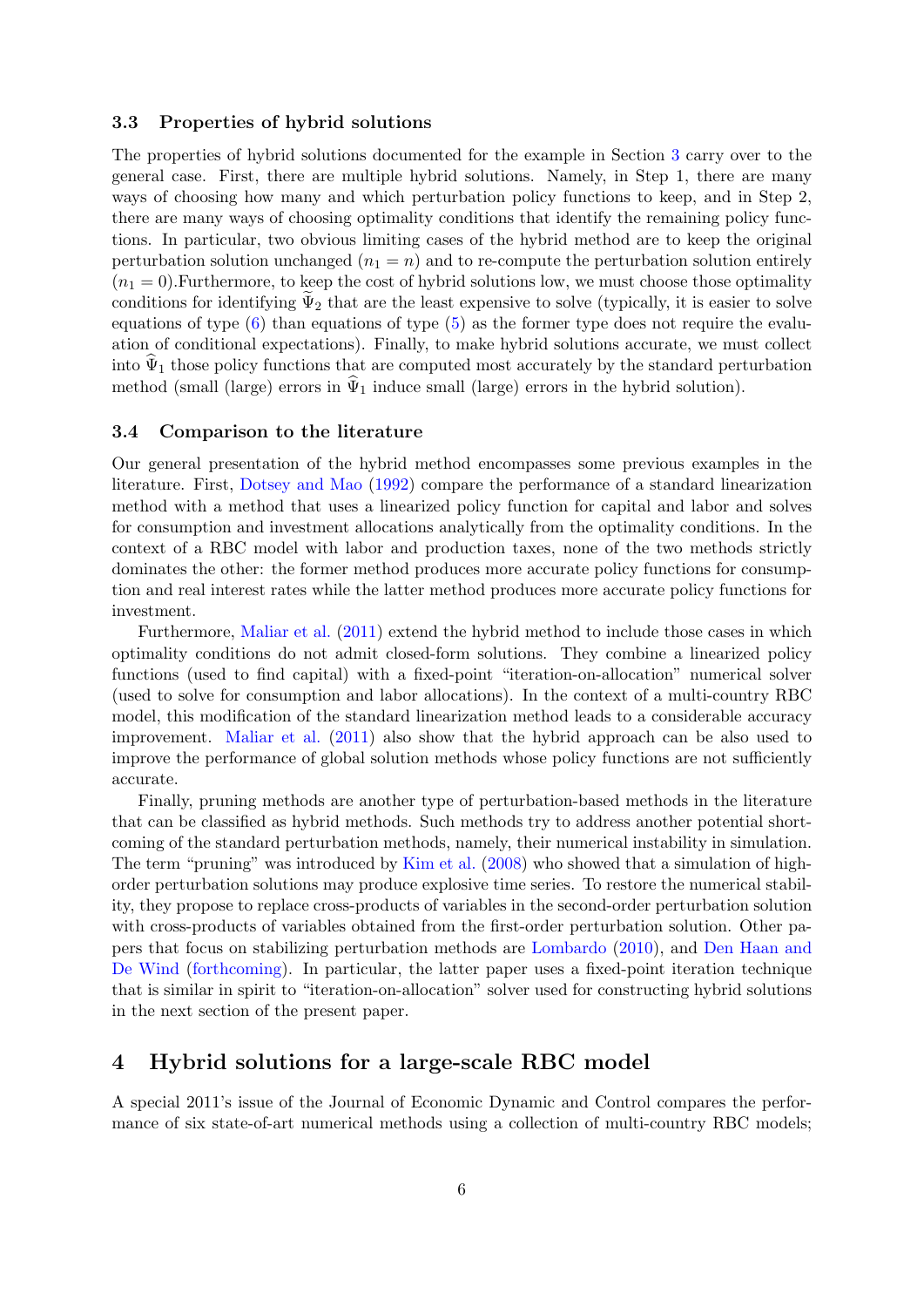### 3.3 Properties of hybrid solutions

The properties of hybrid solutions documented for the example in Section 3 carry over to the general case. First, there are multiple hybrid solutions. Namely, in Step 1, there are many ways of choosing how many and which perturbation policy functions to keep, and in Step 2, there are many ways of choosing optimality conditions that identify the remaining policy functions. In particular, two obvious limiting cases of the hybrid method are to keep the original perturbation solution unchanged ($n_1 = n$) and to re-compute the perturbation solution entirely ($n_1 = 0$).Furthermore, to keep the cost of hybrid solutions low, we must choose those optimality conditions for identifying $\widetilde{\Psi}_2$ that are the least expensive to solve (typically, it is easier to solve equations of type (6) than equations of type (5) as the former type does not require the evaluation of conditional expectations). Finally, to make hybrid solutions accurate, we must collect into $\widehat{\Psi}_1$ those policy functions that are computed most accurately by the standard perturbation method (small (large) errors in $\widehat{\Psi}_1$ induce small (large) errors in the hybrid solution).

### 3.4 Comparison to the literature

Our general presentation of the hybrid method encompasses some previous examples in the literature. First, Dotsey and Mao (1992) compare the performance of a standard linearization method with a method that uses a linearized policy function for capital and labor and solves for consumption and investment allocations analytically from the optimality conditions. In the context of a RBC model with labor and production taxes, none of the two methods strictly dominates the other: the former method produces more accurate policy functions for consumption and real interest rates while the latter method produces more accurate policy functions for investment.

Furthermore, Maliar et al. (2011) extend the hybrid method to include those cases in which optimality conditions do not admit closed-form solutions. They combine a linearized policy functions (used to find capital) with a fixed-point "iteration-on-allocation" numerical solver (used to solve for consumption and labor allocations). In the context of a multi-country RBC model, this modification of the standard linearization method leads to a considerable accuracy improvement. Maliar et al. (2011) also show that the hybrid approach can be also used to improve the performance of global solution methods whose policy functions are not sufficiently accurate.

Finally, pruning methods are another type of perturbation-based methods in the literature that can be classified as hybrid methods. Such methods try to address another potential shortcoming of the standard perturbation methods, namely, their numerical instability in simulation. The term "pruning" was introduced by Kim et al. (2008) who showed that a simulation of high-order perturbation solutions may produce explosive time series. To restore the numerical stability, they propose to replace cross-products of variables in the second-order perturbation solution with cross-products of variables obtained from the first-order perturbation solution. Other papers that focus on stabilizing perturbation methods are Lombardo (2010), and Den Haan and De Wind (forthcoming). In particular, the latter paper uses a fixed-point iteration technique that is similar in spirit to "iteration-on-allocation" solver used for constructing hybrid solutions in the next section of the present paper.

## 4 Hybrid solutions for a large-scale RBC model

A special 2011's issue of the Journal of Economic Dynamic and Control compares the performance of six state-of-art numerical methods using a collection of multi-country RBC models;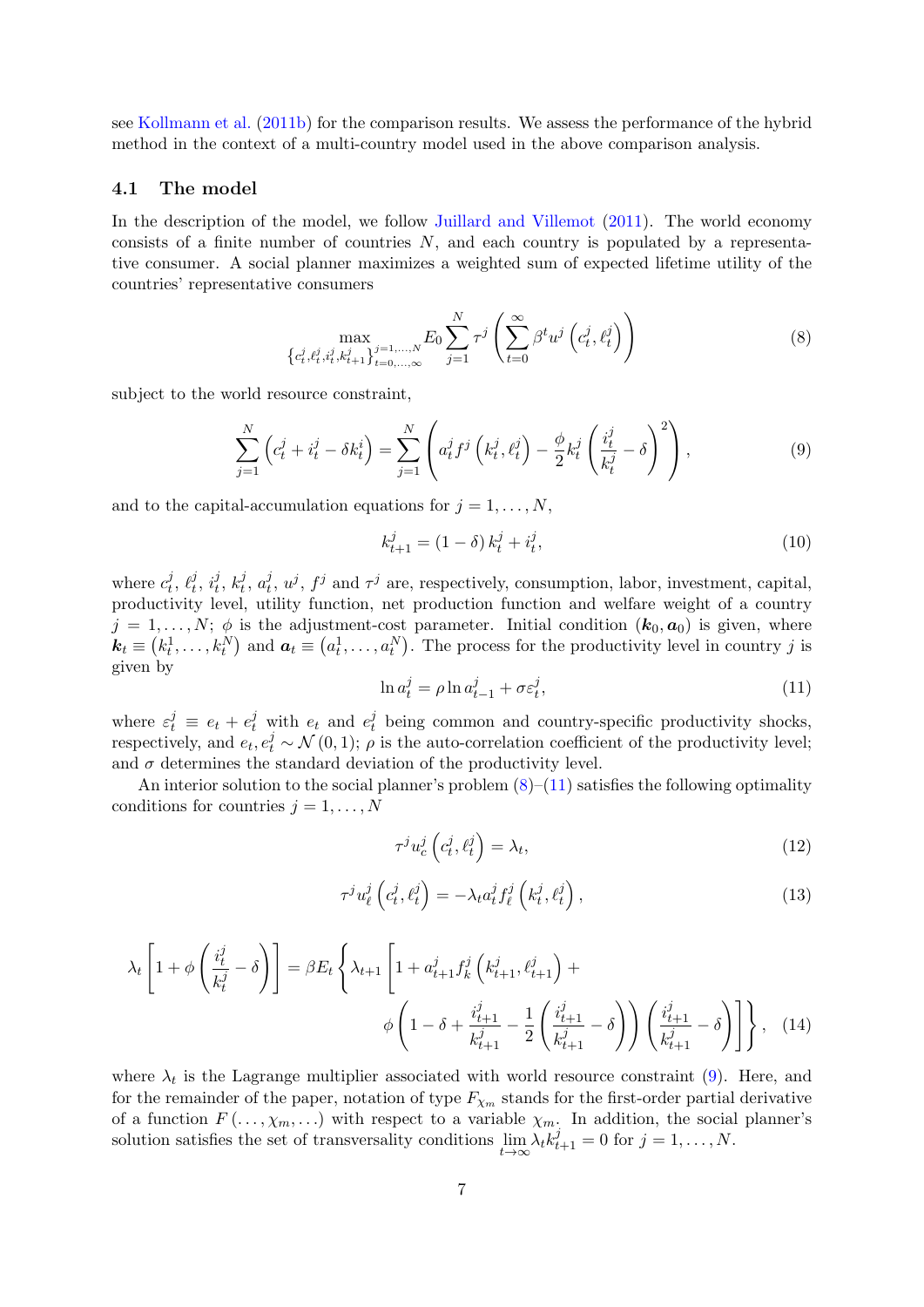see Kollmann et al. (2011b) for the comparison results. We assess the performance of the hybrid method in the context of a multi-country model used in the above comparison analysis.

### 4.1 The model

In the description of the model, we follow Juillard and Villemot (2011). The world economy consists of a finite number of countries $N$, and each country is populated by a representative consumer. A social planner maximizes a weighted sum of expected lifetime utility of the countries' representative consumers

$$\max_{\left\{c_t^j,\ell_t^j,i_t^j,k_{t+1}^j\right\}_{t=0,\ldots,\infty}^{j=1,\ldots,N}} E_0 \sum_{j=1}^{N} \tau^j \left( \sum_{t=0}^{\infty} \beta^t u^j \left(c_t^j, \ell_t^j\right) \right) \tag{8}$$

subject to the world resource constraint,

$$\sum_{j=1}^{N} \left(c_t^j + i_t^j - \delta k_t^j\right) = \sum_{j=1}^{N} \left( a_t^j f^j \left(k_t^j, \ell_t^j\right) - \frac{\phi}{2} k_t^j \left( \frac{i_t^j}{k_t^j} - \delta \right)^2 \right), \tag{9}$$

and to the capital-accumulation equations for $j = 1, \ldots, N$,

$$k_{t+1}^j = (1 - \delta) k_t^j + i_t^j, \tag{10}$$

where $c_t^j$, $\ell_t^j$, $i_t^j$, $k_t^j$, $a_t^j$, $u^j$, $f^j$ and $\tau^j$ are, respectively, consumption, labor, investment, capital, productivity level, utility function, net production function and welfare weight of a country $j = 1, \ldots, N$; $\phi$ is the adjustment-cost parameter. Initial condition $(\boldsymbol{k}_0, \boldsymbol{a}_0)$ is given, where $\boldsymbol{k}_t \equiv \left(k_t^1, \ldots, k_t^N\right)$ and $\boldsymbol{a}_t \equiv \left(a_t^1, \ldots, a_t^N\right)$. The process for the productivity level in country $j$ is given by

$$\ln a_t^j = \rho \ln a_{t-1}^j + \sigma \varepsilon_t^j, \tag{11}$$

where $\varepsilon_t^j \equiv e_t + e_t^j$ with $e_t$ and $e_t^j$ being common and country-specific productivity shocks, respectively, and $e_t, e_t^j \sim \mathcal{N}(0, 1)$; $\rho$ is the auto-correlation coefficient of the productivity level; and $\sigma$ determines the standard deviation of the productivity level.

An interior solution to the social planner's problem (8)–(11) satisfies the following optimality conditions for countries $j = 1, \ldots, N$

$$\tau^j u_c^j \left(c_t^j, \ell_t^j\right) = \lambda_t, \tag{12}$$

$$\tau^j u_\ell^j \left(c_t^j, \ell_t^j\right) = -\lambda_t a_t^j f_\ell^j \left(k_t^j, \ell_t^j\right), \tag{13}$$

$$\lambda_t \left[ 1 + \phi \left( \frac{i_t^j}{k_t^j} - \delta \right) \right] = \beta E_t \left\{ \lambda_{t+1} \left[ 1 + a_{t+1}^j f_k^j \left(k_{t+1}^j, \ell_{t+1}^j\right) + \phi \left( 1 - \delta + \frac{i_{t+1}^j}{k_{t+1}^j} - \frac{1}{2} \left( \frac{i_{t+1}^j}{k_{t+1}^j} - \delta \right) \right) \left( \frac{i_{t+1}^j}{k_{t+1}^j} - \delta \right) \right] \right\}, \tag{14}$$

where $\lambda_t$ is the Lagrange multiplier associated with world resource constraint (9). Here, and for the remainder of the paper, notation of type $F_{\chi_m}$ stands for the first-order partial derivative of a function $F(\ldots, \chi_m, \ldots)$ with respect to a variable $\chi_m$. In addition, the social planner's solution satisfies the set of transversality conditions $\lim_{t \to \infty} \lambda_t k_{t+1}^j = 0$ for $j = 1, \ldots, N$.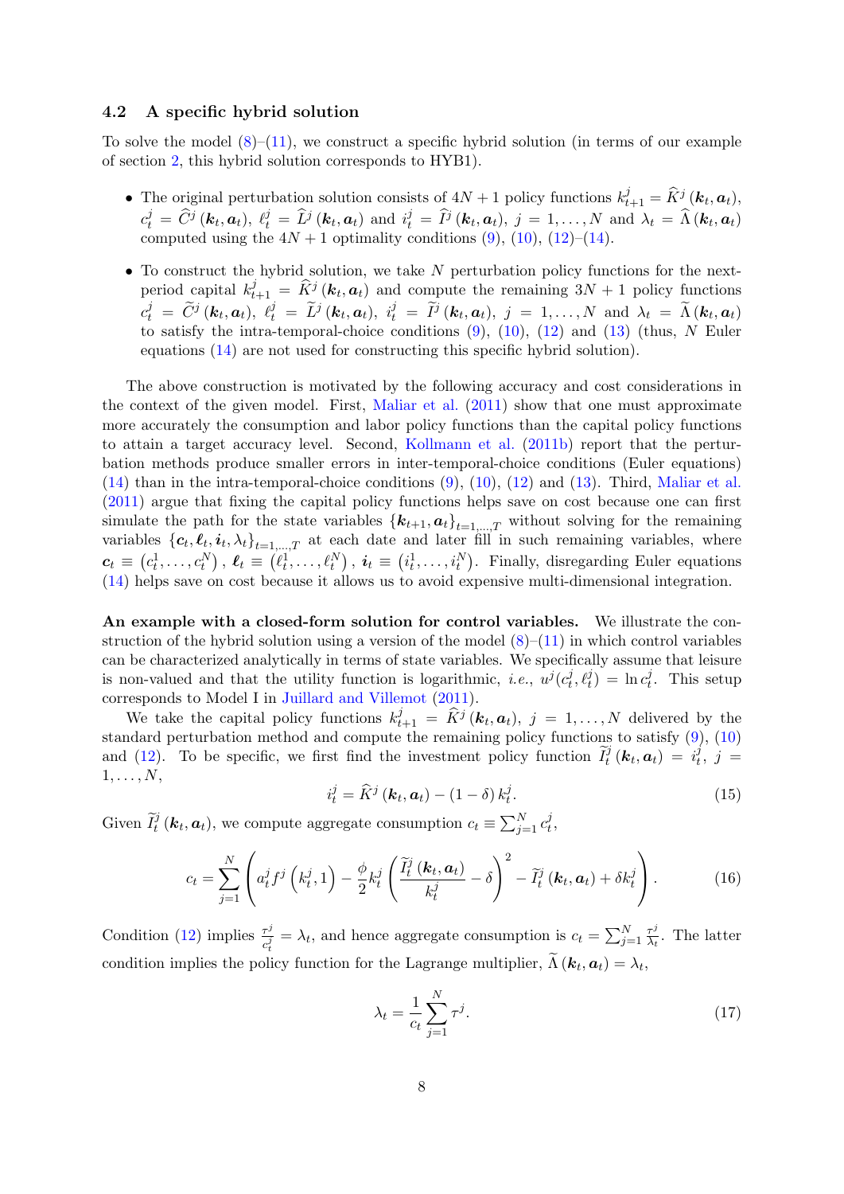### 4.2 A specific hybrid solution

To solve the model (8)–(11), we construct a specific hybrid solution (in terms of our example of section 2, this hybrid solution corresponds to HYB1).

- The original perturbation solution consists of $4N+1$ policy functions $k_{t+1}^j = \widehat{K}^j(\boldsymbol{k}_t, \boldsymbol{a}_t)$, $c_t^j = \widehat{C}^j(\boldsymbol{k}_t, \boldsymbol{a}_t)$, $\ell_t^j = \widehat{L}^j(\boldsymbol{k}_t, \boldsymbol{a}_t)$ and $i_t^j = \widehat{I}^j(\boldsymbol{k}_t, \boldsymbol{a}_t)$, $j = 1, \ldots, N$ and $\lambda_t = \widehat{\Lambda}(\boldsymbol{k}_t, \boldsymbol{a}_t)$ computed using the $4N+1$ optimality conditions (9), (10), (12)–(14).
- To construct the hybrid solution, we take $N$ perturbation policy functions for the next-period capital $k_{t+1}^j = \widehat{K}^j(\boldsymbol{k}_t, \boldsymbol{a}_t)$ and compute the remaining $3N+1$ policy functions $c_t^j = \widetilde{C}^j(\boldsymbol{k}_t, \boldsymbol{a}_t)$, $\ell_t^j = \widetilde{L}^j(\boldsymbol{k}_t, \boldsymbol{a}_t)$, $i_t^j = \widetilde{I}^j(\boldsymbol{k}_t, \boldsymbol{a}_t)$, $j = 1, \ldots, N$ and $\lambda_t = \widetilde{\Lambda}(\boldsymbol{k}_t, \boldsymbol{a}_t)$ to satisfy the intra-temporal-choice conditions (9), (10), (12) and (13) (thus, $N$ Euler equations (14) are not used for constructing this specific hybrid solution).

The above construction is motivated by the following accuracy and cost considerations in the context of the given model. First, Maliar et al. (2011) show that one must approximate more accurately the consumption and labor policy functions than the capital policy functions to attain a target accuracy level. Second, Kollmann et al. (2011b) report that the perturbation methods produce smaller errors in inter-temporal-choice conditions (Euler equations) (14) than in the intra-temporal-choice conditions (9), (10), (12) and (13). Third, Maliar et al. (2011) argue that fixing the capital policy functions helps save on cost because one can first simulate the path for the state variables $\{\boldsymbol{k}_{t+1}, \boldsymbol{a}_t\}_{t=1,\ldots,T}$ without solving for the remaining variables $\{\boldsymbol{c}_t, \boldsymbol{\ell}_t, \boldsymbol{i}_t, \lambda_t\}_{t=1,\ldots,T}$ at each date and later fill in such remaining variables, where $\boldsymbol{c}_t \equiv (c_t^1, \ldots, c_t^N)$, $\boldsymbol{\ell}_t \equiv (\ell_t^1, \ldots, \ell_t^N)$, $\boldsymbol{i}_t \equiv (i_t^1, \ldots, i_t^N)$. Finally, disregarding Euler equations (14) helps save on cost because it allows us to avoid expensive multi-dimensional integration.

**An example with a closed-form solution for control variables.** We illustrate the construction of the hybrid solution using a version of the model (8)–(11) in which control variables can be characterized analytically in terms of state variables. We specifically assume that leisure is non-valued and that the utility function is logarithmic, *i.e.*, $u^j(c_t^j, \ell_t^j) = \ln c_t^j$. This setup corresponds to Model I in Juillard and Villemot (2011).

We take the capital policy functions $k_{t+1}^j = \widehat{K}^j(\boldsymbol{k}_t, \boldsymbol{a}_t)$, $j = 1, \ldots, N$ delivered by the standard perturbation method and compute the remaining policy functions to satisfy (9), (10) and (12). To be specific, we first find the investment policy function $\widetilde{I}_t^j(\boldsymbol{k}_t, \boldsymbol{a}_t) = i_t^j$, $j = 1, \ldots, N$,

$$i_t^j = \widehat{K}^j(\boldsymbol{k}_t, \boldsymbol{a}_t) - (1-\delta) k_t^j. \tag{15}$$

Given $\widetilde{I}_t^j(\boldsymbol{k}_t, \boldsymbol{a}_t)$, we compute aggregate consumption $c_t \equiv \sum_{j=1}^N c_t^j$,

$$c_t = \sum_{j=1}^N \left( a_t^j f^j\left(k_t^j, 1\right) - \frac{\phi}{2} k_t^j \left( \frac{\widetilde{I}_t^j(\boldsymbol{k}_t, \boldsymbol{a}_t)}{k_t^j} - \delta \right)^2 - \widetilde{I}_t^j(\boldsymbol{k}_t, \boldsymbol{a}_t) + \delta k_t^j \right). \tag{16}$$

Condition (12) implies $\frac{\tau^j}{c_t^j} = \lambda_t$, and hence aggregate consumption is $c_t = \sum_{j=1}^N \frac{\tau^j}{\lambda_t}$. The latter condition implies the policy function for the Lagrange multiplier, $\widetilde{\Lambda}(\boldsymbol{k}_t, \boldsymbol{a}_t) = \lambda_t$,

$$\lambda_t = \frac{1}{c_t} \sum_{j=1}^N \tau^j. \tag{17}$$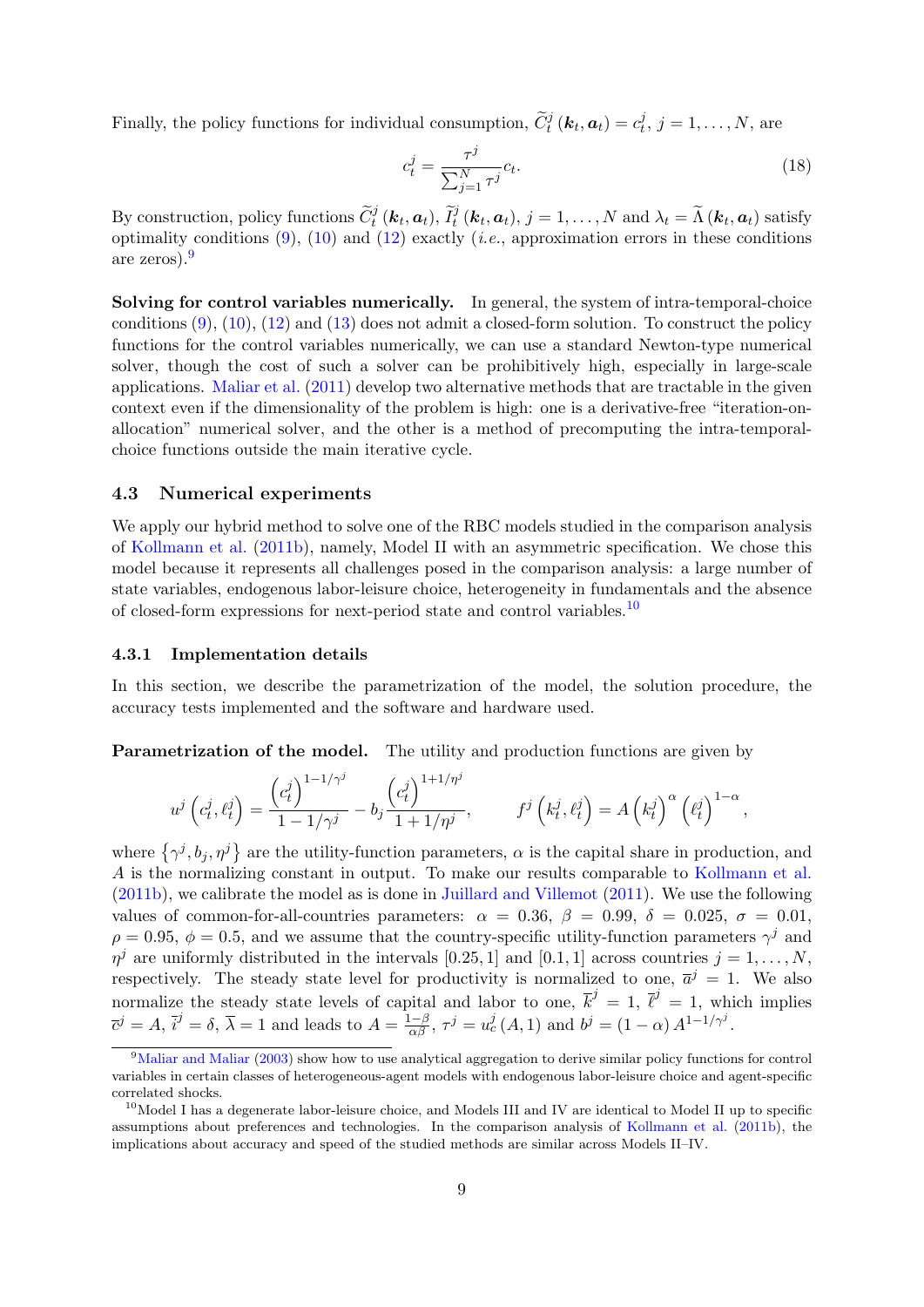Finally, the policy functions for individual consumption, $\widetilde{C}_t^j(\boldsymbol{k}_t, \boldsymbol{a}_t) = c_t^j$, $j = 1, \ldots, N$, are

$$c_t^j = \frac{\tau^j}{\sum_{j=1}^N \tau^j} c_t. \tag{18}$$

By construction, policy functions $\widetilde{C}_t^j(\boldsymbol{k}_t, \boldsymbol{a}_t)$, $\widetilde{I}_t^j(\boldsymbol{k}_t, \boldsymbol{a}_t)$, $j = 1, \ldots, N$ and $\lambda_t = \widetilde{\Lambda}(\boldsymbol{k}_t, \boldsymbol{a}_t)$ satisfy optimality conditions (9), (10) and (12) exactly (*i.e.*, approximation errors in these conditions are zeros).[9]

**Solving for control variables numerically.** In general, the system of intra-temporal-choice conditions (9), (10), (12) and (13) does not admit a closed-form solution. To construct the policy functions for the control variables numerically, we can use a standard Newton-type numerical solver, though the cost of such a solver can be prohibitively high, especially in large-scale applications. Maliar et al. (2011) develop two alternative methods that are tractable in the given context even if the dimensionality of the problem is high: one is a derivative-free "iteration-on-allocation" numerical solver, and the other is a method of precomputing the intra-temporal-choice functions outside the main iterative cycle.

## 4.3 Numerical experiments

We apply our hybrid method to solve one of the RBC models studied in the comparison analysis of Kollmann et al. (2011b), namely, Model II with an asymmetric specification. We chose this model because it represents all challenges posed in the comparison analysis: a large number of state variables, endogenous labor-leisure choice, heterogeneity in fundamentals and the absence of closed-form expressions for next-period state and control variables.[10]

### 4.3.1 Implementation details

In this section, we describe the parametrization of the model, the solution procedure, the accuracy tests implemented and the software and hardware used.

**Parametrization of the model.** The utility and production functions are given by

$$u^j\left(c_t^j, \ell_t^j\right) = \frac{\left(c_t^j\right)^{1-1/\gamma^j}}{1-1/\gamma^j} - b_j \frac{\left(c_t^j\right)^{1+1/\eta^j}}{1+1/\eta^j}, \qquad f^j\left(k_t^j, \ell_t^j\right) = A\left(k_t^j\right)^{\alpha}\left(\ell_t^j\right)^{1-\alpha},$$

where $\left\{\gamma^j, b_j, \eta^j\right\}$ are the utility-function parameters, $\alpha$ is the capital share in production, and $A$ is the normalizing constant in output. To make our results comparable to Kollmann et al. (2011b), we calibrate the model as is done in Juillard and Villemot (2011). We use the following values of common-for-all-countries parameters: $\alpha = 0.36$, $\beta = 0.99$, $\delta = 0.025$, $\sigma = 0.01$, $\rho = 0.95$, $\phi = 0.5$, and we assume that the country-specific utility-function parameters $\gamma^j$ and $\eta^j$ are uniformly distributed in the intervals $[0.25, 1]$ and $[0.1, 1]$ across countries $j = 1, \ldots, N$, respectively. The steady state level for productivity is normalized to one, $\overline{a}^j = 1$. We also normalize the steady state levels of capital and labor to one, $\overline{k}^j = 1$, $\overline{\ell}^j = 1$, which implies $\overline{c}^j = A$, $\overline{i}^j = \delta$, $\overline{\lambda} = 1$ and leads to $A = \frac{1-\beta}{\alpha\beta}$, $\tau^j = u_c^j(A, 1)$ and $b^j = (1-\alpha) A^{1-1/\gamma^j}$.

[9] Maliar and Maliar (2003) show how to use analytical aggregation to derive similar policy functions for control variables in certain classes of heterogeneous-agent models with endogenous labor-leisure choice and agent-specific correlated shocks.

[10] Model I has a degenerate labor-leisure choice, and Models III and IV are identical to Model II up to specific assumptions about preferences and technologies. In the comparison analysis of Kollmann et al. (2011b), the implications about accuracy and speed of the studied methods are similar across Models II–IV.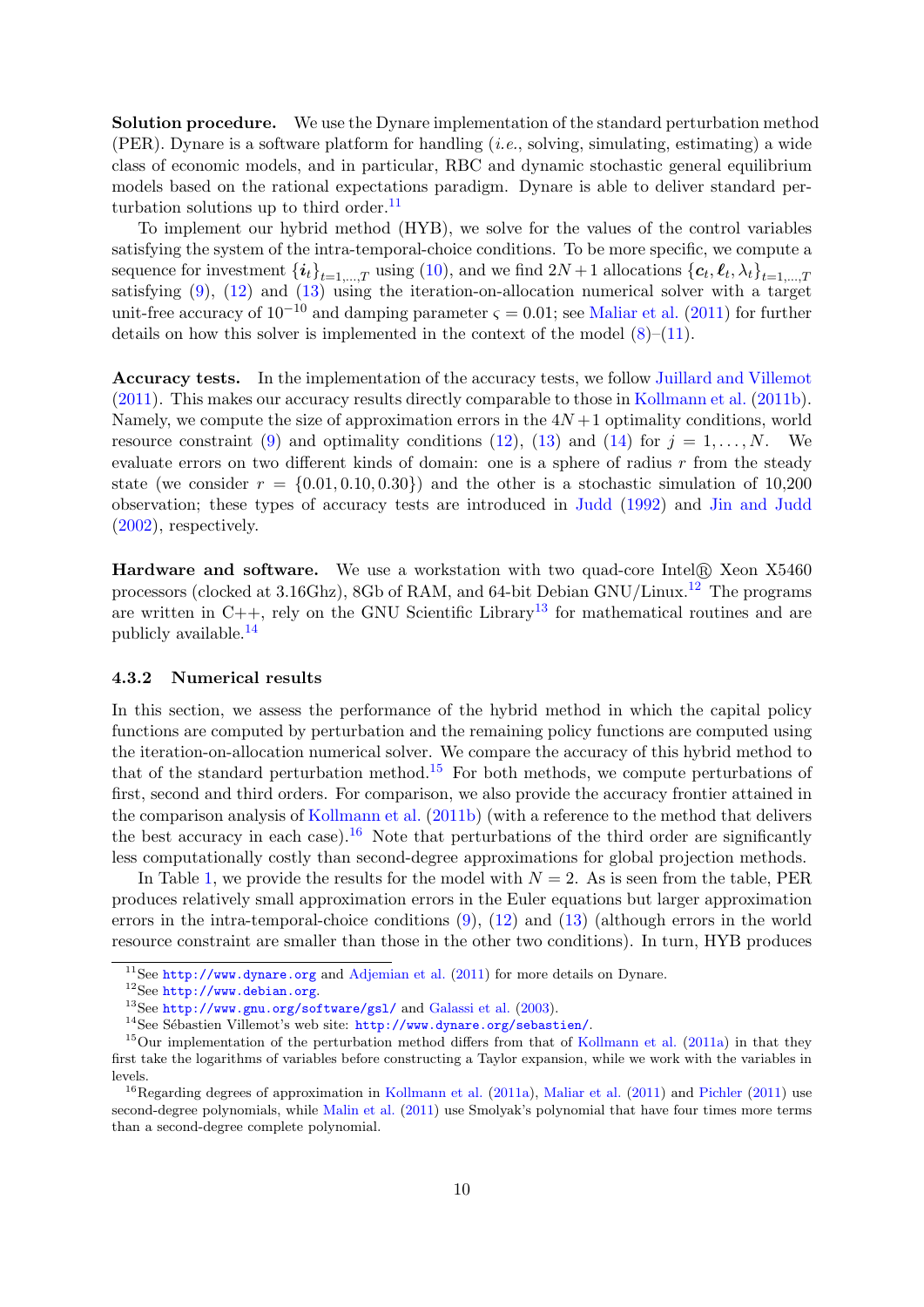**Solution procedure.** We use the Dynare implementation of the standard perturbation method (PER). Dynare is a software platform for handling (*i.e.*, solving, simulating, estimating) a wide class of economic models, and in particular, RBC and dynamic stochastic general equilibrium models based on the rational expectations paradigm. Dynare is able to deliver standard perturbation solutions up to third order.[11]

To implement our hybrid method (HYB), we solve for the values of the control variables satisfying the system of the intra-temporal-choice conditions. To be more specific, we compute a sequence for investment $\{\boldsymbol{i}_t\}_{t=1,\ldots,T}$ using (10), and we find $2N+1$ allocations $\{\boldsymbol{c}_t, \boldsymbol{\ell}_t, \lambda_t\}_{t=1,\ldots,T}$ satisfying (9), (12) and (13) using the iteration-on-allocation numerical solver with a target unit-free accuracy of $10^{-10}$ and damping parameter $\varsigma = 0.01$; see Maliar et al. (2011) for further details on how this solver is implemented in the context of the model (8)–(11).

**Accuracy tests.** In the implementation of the accuracy tests, we follow Juillard and Villemot (2011). This makes our accuracy results directly comparable to those in Kollmann et al. (2011b). Namely, we compute the size of approximation errors in the $4N+1$ optimality conditions, world resource constraint (9) and optimality conditions (12), (13) and (14) for $j = 1, \ldots, N$. We evaluate errors on two different kinds of domain: one is a sphere of radius $r$ from the steady state (we consider $r = \{0.01, 0.10, 0.30\}$) and the other is a stochastic simulation of 10,200 observation; these types of accuracy tests are introduced in Judd (1992) and Jin and Judd (2002), respectively.

**Hardware and software.** We use a workstation with two quad-core Intel® Xeon X5460 processors (clocked at 3.16Ghz), 8Gb of RAM, and 64-bit Debian GNU/Linux.[12] The programs are written in C++, rely on the GNU Scientific Library[13] for mathematical routines and are publicly available.[14]

### 4.3.2 Numerical results

In this section, we assess the performance of the hybrid method in which the capital policy functions are computed by perturbation and the remaining policy functions are computed using the iteration-on-allocation numerical solver. We compare the accuracy of this hybrid method to that of the standard perturbation method.[15] For both methods, we compute perturbations of first, second and third orders. For comparison, we also provide the accuracy frontier attained in the comparison analysis of Kollmann et al. (2011b) (with a reference to the method that delivers the best accuracy in each case).[16] Note that perturbations of the third order are significantly less computationally costly than second-degree approximations for global projection methods.

In Table 1, we provide the results for the model with $N = 2$. As is seen from the table, PER produces relatively small approximation errors in the Euler equations but larger approximation errors in the intra-temporal-choice conditions (9), (12) and (13) (although errors in the world resource constraint are smaller than those in the other two conditions). In turn, HYB produces

---

[11] See http://www.dynare.org and Adjemian et al. (2011) for more details on Dynare.

[12] See http://www.debian.org.

[13] See http://www.gnu.org/software/gsl/ and Galassi et al. (2003).

[14] See Sébastien Villemot's web site: http://www.dynare.org/sebastien/.

[15] Our implementation of the perturbation method differs from that of Kollmann et al. (2011a) in that they first take the logarithms of variables before constructing a Taylor expansion, while we work with the variables in levels.

[16] Regarding degrees of approximation in Kollmann et al. (2011a), Maliar et al. (2011) and Pichler (2011) use second-degree polynomials, while Malin et al. (2011) use Smolyak's polynomial that have four times more terms than a second-degree complete polynomial.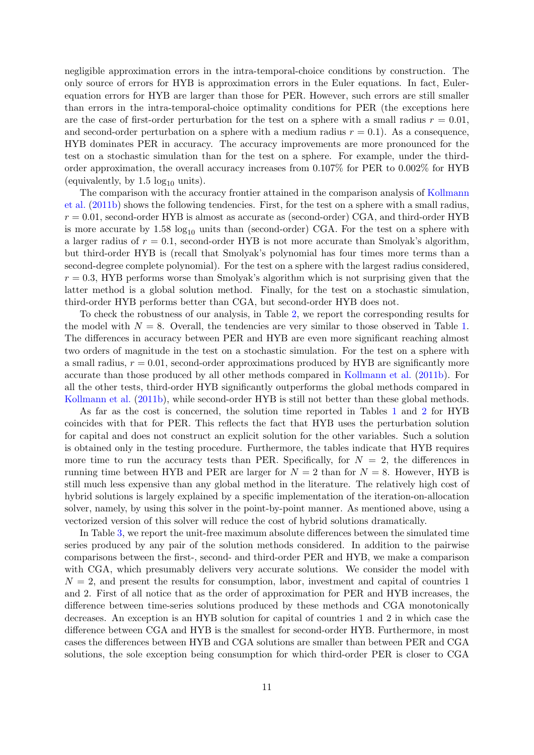negligible approximation errors in the intra-temporal-choice conditions by construction. The only source of errors for HYB is approximation errors in the Euler equations. In fact, Euler-equation errors for HYB are larger than those for PER. However, such errors are still smaller than errors in the intra-temporal-choice optimality conditions for PER (the exceptions here are the case of first-order perturbation for the test on a sphere with a small radius $r = 0.01$, and second-order perturbation on a sphere with a medium radius $r = 0.1$). As a consequence, HYB dominates PER in accuracy. The accuracy improvements are more pronounced for the test on a stochastic simulation than for the test on a sphere. For example, under the third-order approximation, the overall accuracy increases from 0.107% for PER to 0.002% for HYB (equivalently, by 1.5 $\log_{10}$ units).

The comparison with the accuracy frontier attained in the comparison analysis of Kollmann et al. (2011b) shows the following tendencies. First, for the test on a sphere with a small radius, $r = 0.01$, second-order HYB is almost as accurate as (second-order) CGA, and third-order HYB is more accurate by 1.58 $\log_{10}$ units than (second-order) CGA. For the test on a sphere with a larger radius of $r = 0.1$, second-order HYB is not more accurate than Smolyak's algorithm, but third-order HYB is (recall that Smolyak's polynomial has four times more terms than a second-degree complete polynomial). For the test on a sphere with the largest radius considered, $r = 0.3$, HYB performs worse than Smolyak's algorithm which is not surprising given that the latter method is a global solution method. Finally, for the test on a stochastic simulation, third-order HYB performs better than CGA, but second-order HYB does not.

To check the robustness of our analysis, in Table 2, we report the corresponding results for the model with $N = 8$. Overall, the tendencies are very similar to those observed in Table 1. The differences in accuracy between PER and HYB are even more significant reaching almost two orders of magnitude in the test on a stochastic simulation. For the test on a sphere with a small radius, $r = 0.01$, second-order approximations produced by HYB are significantly more accurate than those produced by all other methods compared in Kollmann et al. (2011b). For all the other tests, third-order HYB significantly outperforms the global methods compared in Kollmann et al. (2011b), while second-order HYB is still not better than these global methods.

As far as the cost is concerned, the solution time reported in Tables 1 and 2 for HYB coincides with that for PER. This reflects the fact that HYB uses the perturbation solution for capital and does not construct an explicit solution for the other variables. Such a solution is obtained only in the testing procedure. Furthermore, the tables indicate that HYB requires more time to run the accuracy tests than PER. Specifically, for $N = 2$, the differences in running time between HYB and PER are larger for $N = 2$ than for $N = 8$. However, HYB is still much less expensive than any global method in the literature. The relatively high cost of hybrid solutions is largely explained by a specific implementation of the iteration-on-allocation solver, namely, by using this solver in the point-by-point manner. As mentioned above, using a vectorized version of this solver will reduce the cost of hybrid solutions dramatically.

In Table 3, we report the unit-free maximum absolute differences between the simulated time series produced by any pair of the solution methods considered. In addition to the pairwise comparisons between the first-, second- and third-order PER and HYB, we make a comparison with CGA, which presumably delivers very accurate solutions. We consider the model with $N = 2$, and present the results for consumption, labor, investment and capital of countries 1 and 2. First of all notice that as the order of approximation for PER and HYB increases, the difference between time-series solutions produced by these methods and CGA monotonically decreases. An exception is an HYB solution for capital of countries 1 and 2 in which case the difference between CGA and HYB is the smallest for second-order HYB. Furthermore, in most cases the differences between HYB and CGA solutions are smaller than between PER and CGA solutions, the sole exception being consumption for which third-order PER is closer to CGA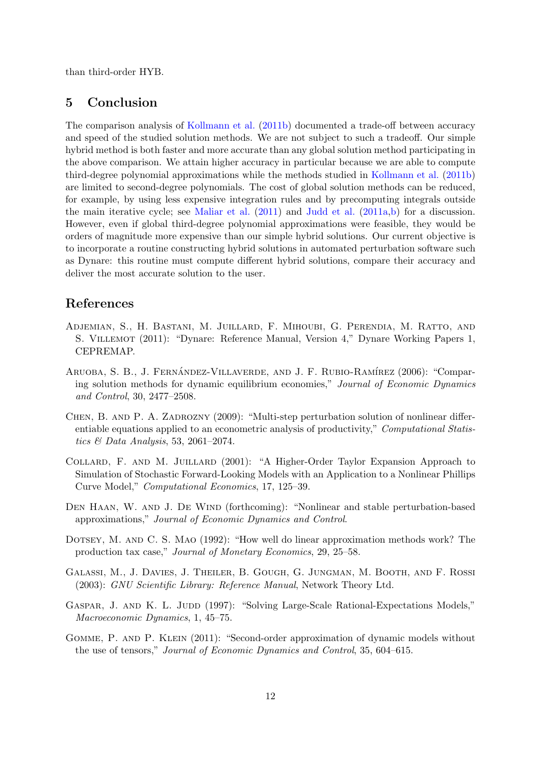than third-order HYB.

## 5 Conclusion

The comparison analysis of Kollmann et al. (2011b) documented a trade-off between accuracy and speed of the studied solution methods. We are not subject to such a tradeoff. Our simple hybrid method is both faster and more accurate than any global solution method participating in the above comparison. We attain higher accuracy in particular because we are able to compute third-degree polynomial approximations while the methods studied in Kollmann et al. (2011b) are limited to second-degree polynomials. The cost of global solution methods can be reduced, for example, by using less expensive integration rules and by precomputing integrals outside the main iterative cycle; see Maliar et al. (2011) and Judd et al. (2011a,b) for a discussion. However, even if global third-degree polynomial approximations were feasible, they would be orders of magnitude more expensive than our simple hybrid solutions. Our current objective is to incorporate a routine constructing hybrid solutions in automated perturbation software such as Dynare: this routine must compute different hybrid solutions, compare their accuracy and deliver the most accurate solution to the user.

## References

Adjemian, S., H. Bastani, M. Juillard, F. Mihoubi, G. Perendia, M. Ratto, and S. Villemot (2011): "Dynare: Reference Manual, Version 4," Dynare Working Papers 1, CEPREMAP.

Aruoba, S. B., J. Fernández-Villaverde, and J. F. Rubio-Ramírez (2006): "Comparing solution methods for dynamic equilibrium economies," *Journal of Economic Dynamics and Control*, 30, 2477–2508.

Chen, B. and P. A. Zadrozny (2009): "Multi-step perturbation solution of nonlinear differentiable equations applied to an econometric analysis of productivity," *Computational Statistics & Data Analysis*, 53, 2061–2074.

Collard, F. and M. Juillard (2001): "A Higher-Order Taylor Expansion Approach to Simulation of Stochastic Forward-Looking Models with an Application to a Nonlinear Phillips Curve Model," *Computational Economics*, 17, 125–39.

Den Haan, W. and J. De Wind (forthcoming): "Nonlinear and stable perturbation-based approximations," *Journal of Economic Dynamics and Control*.

Dotsey, M. and C. S. Mao (1992): "How well do linear approximation methods work? The production tax case," *Journal of Monetary Economics*, 29, 25–58.

Galassi, M., J. Davies, J. Theiler, B. Gough, G. Jungman, M. Booth, and F. Rossi (2003): *GNU Scientific Library: Reference Manual*, Network Theory Ltd.

Gaspar, J. and K. L. Judd (1997): "Solving Large-Scale Rational-Expectations Models," *Macroeconomic Dynamics*, 1, 45–75.

Gomme, P. and P. Klein (2011): "Second-order approximation of dynamic models without the use of tensors," *Journal of Economic Dynamics and Control*, 35, 604–615.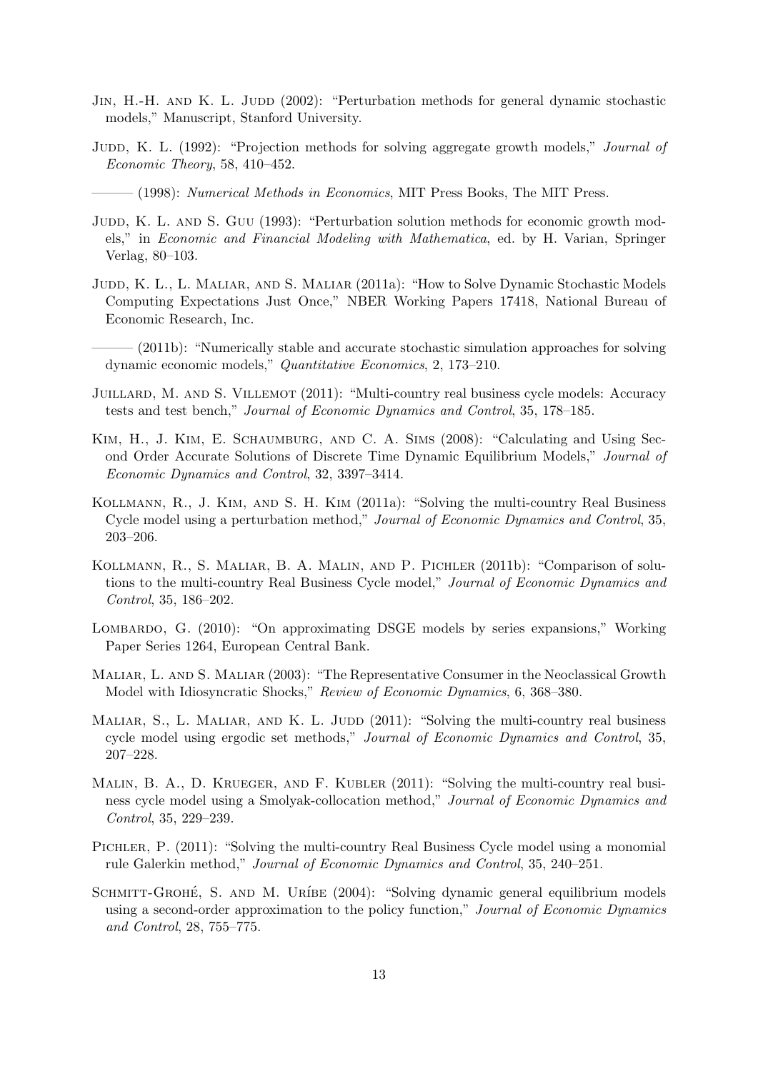Jin, H.-H. and K. L. Judd (2002): "Perturbation methods for general dynamic stochastic models," Manuscript, Stanford University.

Judd, K. L. (1992): "Projection methods for solving aggregate growth models," *Journal of Economic Theory*, 58, 410–452.

——— (1998): *Numerical Methods in Economics*, MIT Press Books, The MIT Press.

Judd, K. L. and S. Guu (1993): "Perturbation solution methods for economic growth models," in *Economic and Financial Modeling with Mathematica*, ed. by H. Varian, Springer Verlag, 80–103.

Judd, K. L., L. Maliar, and S. Maliar (2011a): "How to Solve Dynamic Stochastic Models Computing Expectations Just Once," NBER Working Papers 17418, National Bureau of Economic Research, Inc.

——— (2011b): "Numerically stable and accurate stochastic simulation approaches for solving dynamic economic models," *Quantitative Economics*, 2, 173–210.

Juillard, M. and S. Villemot (2011): "Multi-country real business cycle models: Accuracy tests and test bench," *Journal of Economic Dynamics and Control*, 35, 178–185.

Kim, H., J. Kim, E. Schaumburg, and C. A. Sims (2008): "Calculating and Using Second Order Accurate Solutions of Discrete Time Dynamic Equilibrium Models," *Journal of Economic Dynamics and Control*, 32, 3397–3414.

Kollmann, R., J. Kim, and S. H. Kim (2011a): "Solving the multi-country Real Business Cycle model using a perturbation method," *Journal of Economic Dynamics and Control*, 35, 203–206.

Kollmann, R., S. Maliar, B. A. Malin, and P. Pichler (2011b): "Comparison of solutions to the multi-country Real Business Cycle model," *Journal of Economic Dynamics and Control*, 35, 186–202.

Lombardo, G. (2010): "On approximating DSGE models by series expansions," Working Paper Series 1264, European Central Bank.

Maliar, L. and S. Maliar (2003): "The Representative Consumer in the Neoclassical Growth Model with Idiosyncratic Shocks," *Review of Economic Dynamics*, 6, 368–380.

Maliar, S., L. Maliar, and K. L. Judd (2011): "Solving the multi-country real business cycle model using ergodic set methods," *Journal of Economic Dynamics and Control*, 35, 207–228.

Malin, B. A., D. Krueger, and F. Kubler (2011): "Solving the multi-country real business cycle model using a Smolyak-collocation method," *Journal of Economic Dynamics and Control*, 35, 229–239.

Pichler, P. (2011): "Solving the multi-country Real Business Cycle model using a monomial rule Galerkin method," *Journal of Economic Dynamics and Control*, 35, 240–251.

Schmitt-Grohé, S. and M. Uríbe (2004): "Solving dynamic general equilibrium models using a second-order approximation to the policy function," *Journal of Economic Dynamics and Control*, 28, 755–775.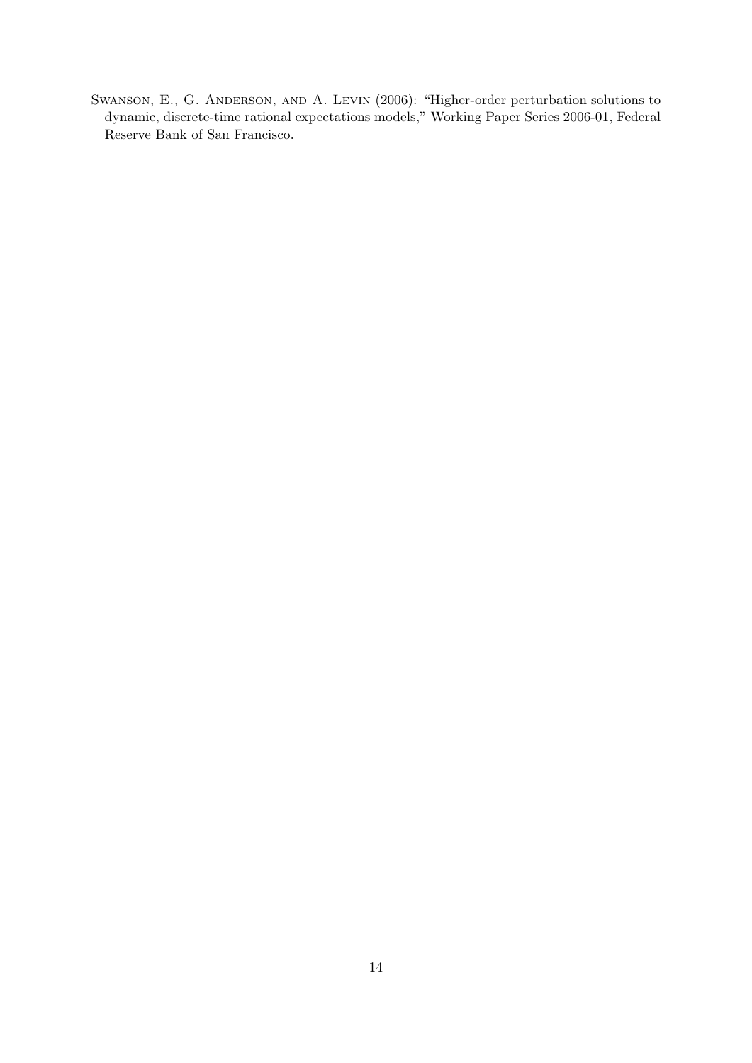Swanson, E., G. Anderson, and A. Levin (2006): "Higher-order perturbation solutions to dynamic, discrete-time rational expectations models," Working Paper Series 2006-01, Federal Reserve Bank of San Francisco.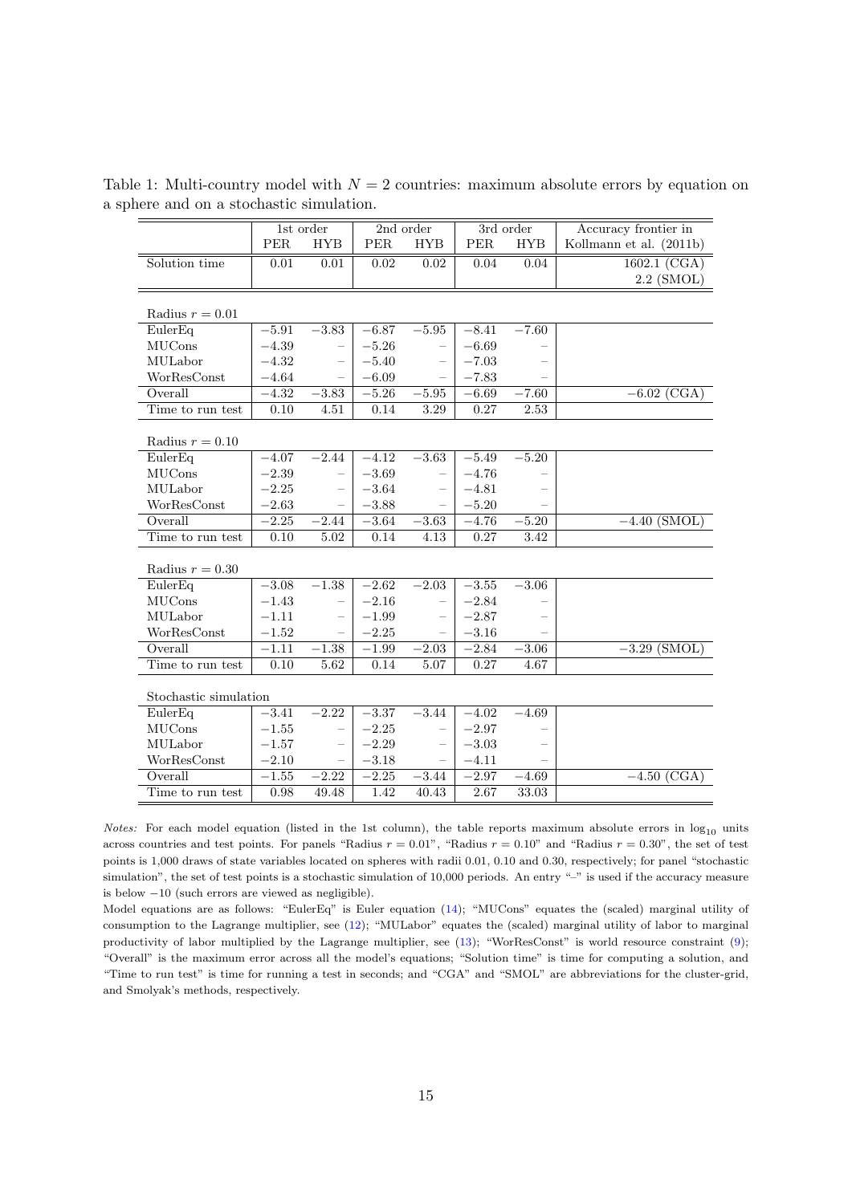Table 1: Multi-country model with $N = 2$ countries: maximum absolute errors by equation on a sphere and on a stochastic simulation.

| | 1st order | | 2nd order | | 3rd order | | Accuracy frontier in |
|---|---|---|---|---|---|---|---|
| | PER | HYB | PER | HYB | PER | HYB | Kollmann et al. (2011b) |
| Solution time | 0.01 | 0.01 | 0.02 | 0.02 | 0.04 | 0.04 | 1602.1 (CGA) 2.2 (SMOL) |
| Radius $r = 0.01$ | | | | | | | |
| EulerEq | $-5.91$ | $-3.83$ | $-6.87$ | $-5.95$ | $-8.41$ | $-7.60$ | |
| MUCons | $-4.39$ | – | $-5.26$ | – | $-6.69$ | – | |
| MULabor | $-4.32$ | – | $-5.40$ | – | $-7.03$ | – | |
| WorResConst | $-4.64$ | – | $-6.09$ | – | $-7.83$ | – | |
| Overall | $-4.32$ | $-3.83$ | $-5.26$ | $-5.95$ | $-6.69$ | $-7.60$ | $-6.02$ (CGA) |
| Time to run test | 0.10 | 4.51 | 0.14 | 3.29 | 0.27 | 2.53 | |
| Radius $r = 0.10$ | | | | | | | |
| EulerEq | $-4.07$ | $-2.44$ | $-4.12$ | $-3.63$ | $-5.49$ | $-5.20$ | |
| MUCons | $-2.39$ | – | $-3.69$ | – | $-4.76$ | – | |
| MULabor | $-2.25$ | – | $-3.64$ | – | $-4.81$ | – | |
| WorResConst | $-2.63$ | – | $-3.88$ | – | $-5.20$ | – | |
| Overall | $-2.25$ | $-2.44$ | $-3.64$ | $-3.63$ | $-4.76$ | $-5.20$ | $-4.40$ (SMOL) |
| Time to run test | 0.10 | 5.02 | 0.14 | 4.13 | 0.27 | 3.42 | |
| Radius $r = 0.30$ | | | | | | | |
| EulerEq | $-3.08$ | $-1.38$ | $-2.62$ | $-2.03$ | $-3.55$ | $-3.06$ | |
| MUCons | $-1.43$ | – | $-2.16$ | – | $-2.84$ | – | |
| MULabor | $-1.11$ | – | $-1.99$ | – | $-2.87$ | – | |
| WorResConst | $-1.52$ | – | $-2.25$ | – | $-3.16$ | – | |
| Overall | $-1.11$ | $-1.38$ | $-1.99$ | $-2.03$ | $-2.84$ | $-3.06$ | $-3.29$ (SMOL) |
| Time to run test | 0.10 | 5.62 | 0.14 | 5.07 | 0.27 | 4.67 | |
| Stochastic simulation | | | | | | | |
| EulerEq | $-3.41$ | $-2.22$ | $-3.37$ | $-3.44$ | $-4.02$ | $-4.69$ | |
| MUCons | $-1.55$ | – | $-2.25$ | – | $-2.97$ | – | |
| MULabor | $-1.57$ | – | $-2.29$ | – | $-3.03$ | – | |
| WorResConst | $-2.10$ | – | $-3.18$ | – | $-4.11$ | – | |
| Overall | $-1.55$ | $-2.22$ | $-2.25$ | $-3.44$ | $-2.97$ | $-4.69$ | $-4.50$ (CGA) |
| Time to run test | 0.98 | 49.48 | 1.42 | 40.43 | 2.67 | 33.03 | |

*Notes:* For each model equation (listed in the 1st column), the table reports maximum absolute errors in $\log_{10}$ units across countries and test points. For panels "Radius $r = 0.01$", "Radius $r = 0.10$" and "Radius $r = 0.30$", the set of test points is 1,000 draws of state variables located on spheres with radii 0.01, 0.10 and 0.30, respectively; for panel "stochastic simulation", the set of test points is a stochastic simulation of 10,000 periods. An entry "–" is used if the accuracy measure is below $-10$ (such errors are viewed as negligible).

Model equations are as follows: "EulerEq" is Euler equation (14); "MUCons" equates the (scaled) marginal utility of consumption to the Lagrange multiplier, see (12); "MULabor" equates the (scaled) marginal utility of labor to marginal productivity of labor multiplied by the Lagrange multiplier, see (13); "WorResConst" is world resource constraint (9); "Overall" is the maximum error across all the model's equations; "Solution time" is time for computing a solution, and "Time to run test" is time for running a test in seconds; and "CGA" and "SMOL" are abbreviations for the cluster-grid, and Smolyak's methods, respectively.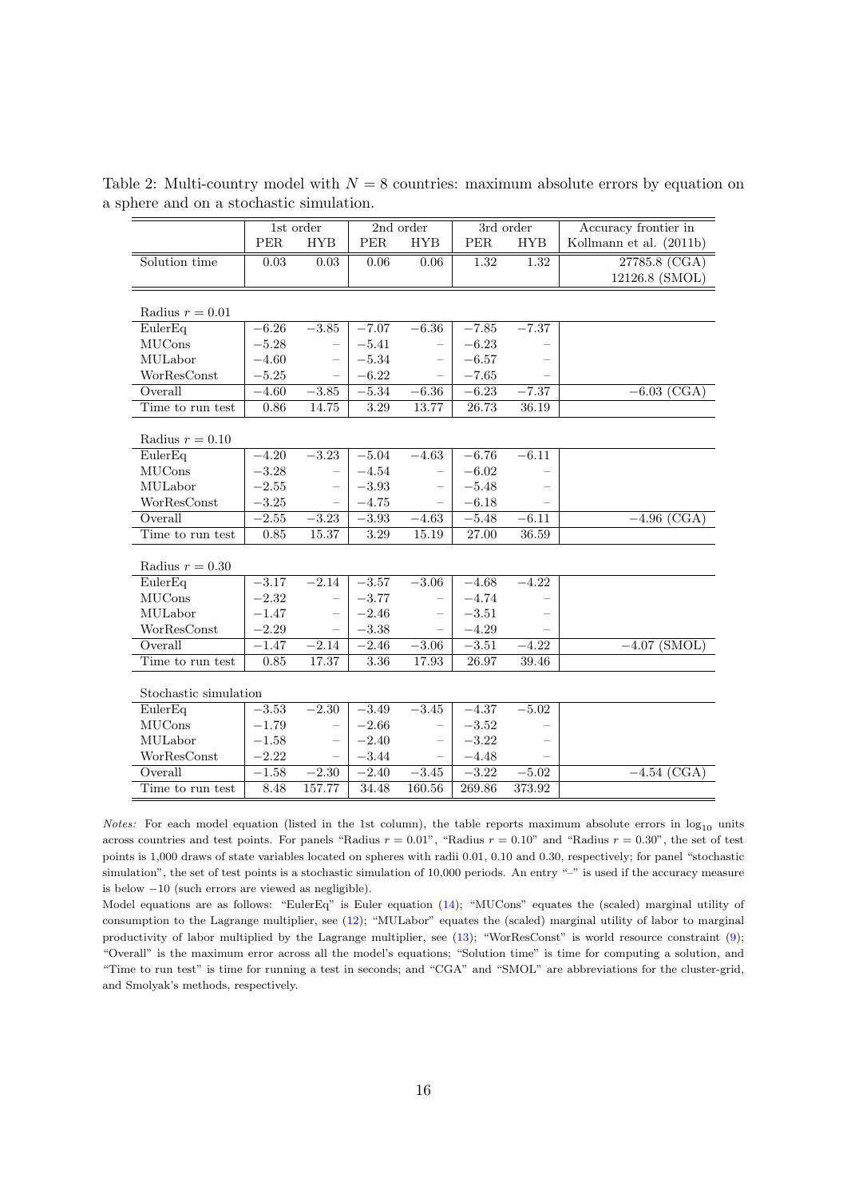Table 2: Multi-country model with $N = 8$ countries: maximum absolute errors by equation on a sphere and on a stochastic simulation.

| | 1st order | | 2nd order | | 3rd order | | Accuracy frontier in |
|---|---|---|---|---|---|---|---|
| | PER | HYB | PER | HYB | PER | HYB | Kollmann et al. (2011b) |
| Solution time | 0.03 | 0.03 | 0.06 | 0.06 | 1.32 | 1.32 | 27785.8 (CGA) 12126.8 (SMOL) |
| Radius $r = 0.01$ | | | | | | | |
| EulerEq | $-6.26$ | $-3.85$ | $-7.07$ | $-6.36$ | $-7.85$ | $-7.37$ | |
| MUCons | $-5.28$ | – | $-5.41$ | – | $-6.23$ | – | |
| MULabor | $-4.60$ | – | $-5.34$ | – | $-6.57$ | – | |
| WorResConst | $-5.25$ | – | $-6.22$ | – | $-7.65$ | – | |
| Overall | $-4.60$ | $-3.85$ | $-5.34$ | $-6.36$ | $-6.23$ | $-7.37$ | $-6.03$ (CGA) |
| Time to run test | 0.86 | 14.75 | 3.29 | 13.77 | 26.73 | 36.19 | |
| Radius $r = 0.10$ | | | | | | | |
| EulerEq | $-4.20$ | $-3.23$ | $-5.04$ | $-4.63$ | $-6.76$ | $-6.11$ | |
| MUCons | $-3.28$ | – | $-4.54$ | – | $-6.02$ | – | |
| MULabor | $-2.55$ | – | $-3.93$ | – | $-5.48$ | – | |
| WorResConst | $-3.25$ | – | $-4.75$ | – | $-6.18$ | – | |
| Overall | $-2.55$ | $-3.23$ | $-3.93$ | $-4.63$ | $-5.48$ | $-6.11$ | $-4.96$ (CGA) |
| Time to run test | 0.85 | 15.37 | 3.29 | 15.19 | 27.00 | 36.59 | |
| Radius $r = 0.30$ | | | | | | | |
| EulerEq | $-3.17$ | $-2.14$ | $-3.57$ | $-3.06$ | $-4.68$ | $-4.22$ | |
| MUCons | $-2.32$ | – | $-3.77$ | – | $-4.74$ | – | |
| MULabor | $-1.47$ | – | $-2.46$ | – | $-3.51$ | – | |
| WorResConst | $-2.29$ | – | $-3.38$ | – | $-4.29$ | – | |
| Overall | $-1.47$ | $-2.14$ | $-2.46$ | $-3.06$ | $-3.51$ | $-4.22$ | $-4.07$ (SMOL) |
| Time to run test | 0.85 | 17.37 | 3.36 | 17.93 | 26.97 | 39.46 | |
| Stochastic simulation | | | | | | | |
| EulerEq | $-3.53$ | $-2.30$ | $-3.49$ | $-3.45$ | $-4.37$ | $-5.02$ | |
| MUCons | $-1.79$ | – | $-2.66$ | – | $-3.52$ | – | |
| MULabor | $-1.58$ | – | $-2.40$ | – | $-3.22$ | – | |
| WorResConst | $-2.22$ | – | $-3.44$ | – | $-4.48$ | – | |
| Overall | $-1.58$ | $-2.30$ | $-2.40$ | $-3.45$ | $-3.22$ | $-5.02$ | $-4.54$ (CGA) |
| Time to run test | 8.48 | 157.77 | 34.48 | 160.56 | 269.86 | 373.92 | |

*Notes:* For each model equation (listed in the 1st column), the table reports maximum absolute errors in $\log_{10}$ units across countries and test points. For panels "Radius $r = 0.01$", "Radius $r = 0.10$" and "Radius $r = 0.30$", the set of test points is 1,000 draws of state variables located on spheres with radii 0.01, 0.10 and 0.30, respectively; for panel "stochastic simulation", the set of test points is a stochastic simulation of 10,000 periods. An entry "–" is used if the accuracy measure is below $-10$ (such errors are viewed as negligible).

Model equations are as follows: "EulerEq" is Euler equation (14); "MUCons" equates the (scaled) marginal utility of consumption to the Lagrange multiplier, see (12); "MULabor" equates the (scaled) marginal utility of labor to marginal productivity of labor multiplied by the Lagrange multiplier, see (13); "WorResConst" is world resource constraint (9); "Overall" is the maximum error across all the model's equations; "Solution time" is time for computing a solution, and "Time to run test" is time for running a test in seconds; and "CGA" and "SMOL" are abbreviations for the cluster-grid, and Smolyak's methods, respectively.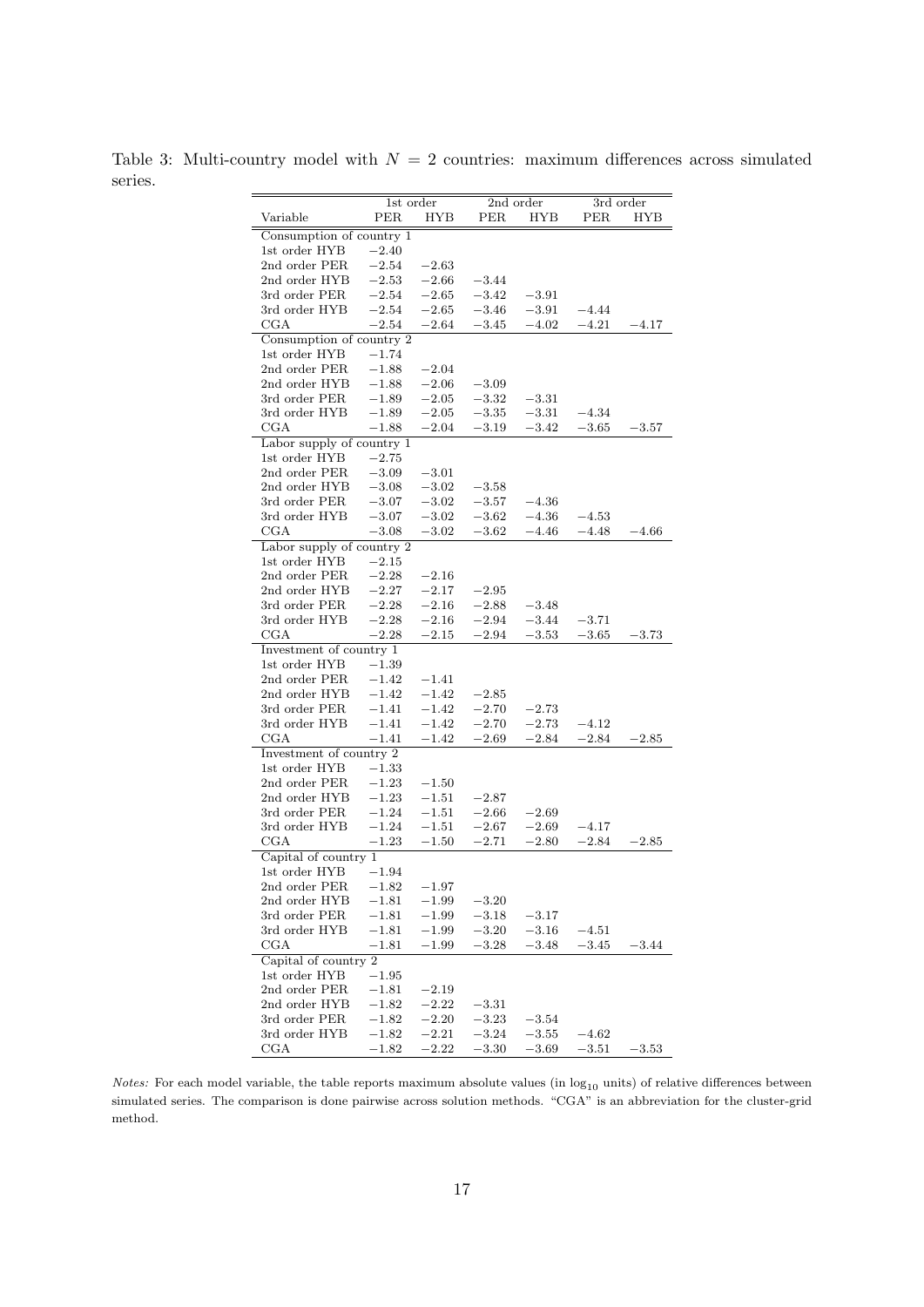Table 3: Multi-country model with $N = 2$ countries: maximum differences across simulated series.

| | 1st order | | 2nd order | | 3rd order | |
|---|---|---|---|---|---|---|
| Variable | PER | HYB | PER | HYB | PER | HYB |
| Consumption of country 1 | | | | | | |
| 1st order HYB | −2.40 | | | | | |
| 2nd order PER | −2.54 | −2.63 | | | | |
| 2nd order HYB | −2.53 | −2.66 | −3.44 | | | |
| 3rd order PER | −2.54 | −2.65 | −3.42 | −3.91 | | |
| 3rd order HYB | −2.54 | −2.65 | −3.46 | −3.91 | −4.44 | |
| CGA | −2.54 | −2.64 | −3.45 | −4.02 | −4.21 | −4.17 |
| Consumption of country 2 | | | | | | |
| 1st order HYB | −1.74 | | | | | |
| 2nd order PER | −1.88 | −2.04 | | | | |
| 2nd order HYB | −1.88 | −2.06 | −3.09 | | | |
| 3rd order PER | −1.89 | −2.05 | −3.32 | −3.31 | | |
| 3rd order HYB | −1.89 | −2.05 | −3.35 | −3.31 | −4.34 | |
| CGA | −1.88 | −2.04 | −3.19 | −3.42 | −3.65 | −3.57 |
| Labor supply of country 1 | | | | | | |
| 1st order HYB | −2.75 | | | | | |
| 2nd order PER | −3.09 | −3.01 | | | | |
| 2nd order HYB | −3.08 | −3.02 | −3.58 | | | |
| 3rd order PER | −3.07 | −3.02 | −3.57 | −4.36 | | |
| 3rd order HYB | −3.07 | −3.02 | −3.62 | −4.36 | −4.53 | |
| CGA | −3.08 | −3.02 | −3.62 | −4.46 | −4.48 | −4.66 |
| Labor supply of country 2 | | | | | | |
| 1st order HYB | −2.15 | | | | | |
| 2nd order PER | −2.28 | −2.16 | | | | |
| 2nd order HYB | −2.27 | −2.17 | −2.95 | | | |
| 3rd order PER | −2.28 | −2.16 | −2.88 | −3.48 | | |
| 3rd order HYB | −2.28 | −2.16 | −2.94 | −3.44 | −3.71 | |
| CGA | −2.28 | −2.15 | −2.94 | −3.53 | −3.65 | −3.73 |
| Investment of country 1 | | | | | | |
| 1st order HYB | −1.39 | | | | | |
| 2nd order PER | −1.42 | −1.41 | | | | |
| 2nd order HYB | −1.42 | −1.42 | −2.85 | | | |
| 3rd order PER | −1.41 | −1.42 | −2.70 | −2.73 | | |
| 3rd order HYB | −1.41 | −1.42 | −2.70 | −2.73 | −4.12 | |
| CGA | −1.41 | −1.42 | −2.69 | −2.84 | −2.84 | −2.85 |
| Investment of country 2 | | | | | | |
| 1st order HYB | −1.33 | | | | | |
| 2nd order PER | −1.23 | −1.50 | | | | |
| 2nd order HYB | −1.23 | −1.51 | −2.87 | | | |
| 3rd order PER | −1.24 | −1.51 | −2.66 | −2.69 | | |
| 3rd order HYB | −1.24 | −1.51 | −2.67 | −2.69 | −4.17 | |
| CGA | −1.23 | −1.50 | −2.71 | −2.80 | −2.84 | −2.85 |
| Capital of country 1 | | | | | | |
| 1st order HYB | −1.94 | | | | | |
| 2nd order PER | −1.82 | −1.97 | | | | |
| 2nd order HYB | −1.81 | −1.99 | −3.20 | | | |
| 3rd order PER | −1.81 | −1.99 | −3.18 | −3.17 | | |
| 3rd order HYB | −1.81 | −1.99 | −3.20 | −3.16 | −4.51 | |
| CGA | −1.81 | −1.99 | −3.28 | −3.48 | −3.45 | −3.44 |
| Capital of country 2 | | | | | | |
| 1st order HYB | −1.95 | | | | | |
| 2nd order PER | −1.81 | −2.19 | | | | |
| 2nd order HYB | −1.82 | −2.22 | −3.31 | | | |
| 3rd order PER | −1.82 | −2.20 | −3.23 | −3.54 | | |
| 3rd order HYB | −1.82 | −2.21 | −3.24 | −3.55 | −4.62 | |
| CGA | −1.82 | −2.22 | −3.30 | −3.69 | −3.51 | −3.53 |

*Notes:* For each model variable, the table reports maximum absolute values (in $\log_{10}$ units) of relative differences between simulated series. The comparison is done pairwise across solution methods. "CGA" is an abbreviation for the cluster-grid method.